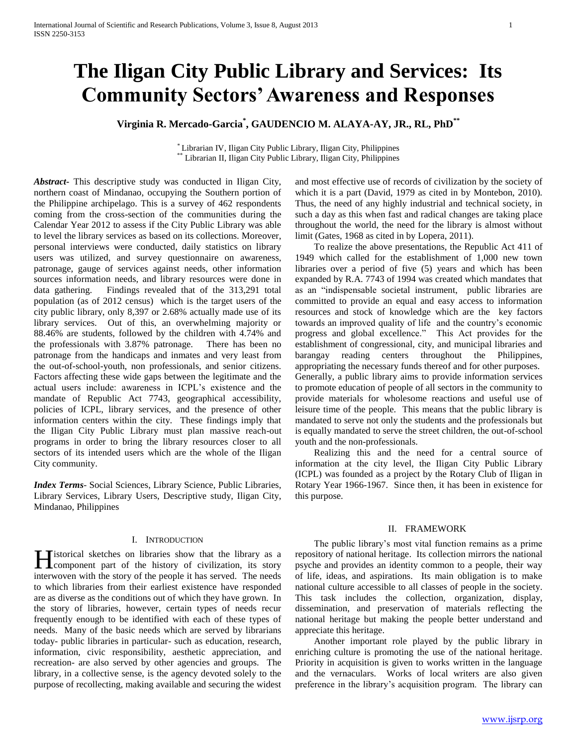# The Iligan City Public Library and Services: Its Community Sectors' Awareness and Responses

**Virginia R. Mercado-Garcia[*], GAUDENCIO M. ALAYA-AY, JR., RL, PhD[**]**

[*] Librarian IV, Iligan City Public Library, Iligan City, Philippines
[**] Librarian II, Iligan City Public Library, Iligan City, Philippines

***Abstract-*** This descriptive study was conducted in Iligan City, northern coast of Mindanao, occupying the Southern portion of the Philippine archipelago. This is a survey of 462 respondents coming from the cross-section of the communities during the Calendar Year 2012 to assess if the City Public Library was able to level the library services as based on its collections. Moreover, personal interviews were conducted, daily statistics on library users was utilized, and survey questionnaire on awareness, patronage, gauge of services against needs, other information sources information needs, and library resources were done in data gathering. Findings revealed that of the 313,291 total population (as of 2012 census) which is the target users of the city public library, only 8,397 or 2.68% actually made use of its library services. Out of this, an overwhelming majority or 88.46% are students, followed by the children with 4.74% and the professionals with 3.87% patronage. There has been no patronage from the handicaps and inmates and very least from the out-of-school-youth, non professionals, and senior citizens. Factors affecting these wide gaps between the legitimate and the actual users include: awareness in ICPL's existence and the mandate of Republic Act 7743, geographical accessibility, policies of ICPL, library services, and the presence of other information centers within the city. These findings imply that the Iligan City Public Library must plan massive reach-out programs in order to bring the library resources closer to all sectors of its intended users which are the whole of the Iligan City community.

***Index Terms*-** Social Sciences, Library Science, Public Libraries, Library Services, Library Users, Descriptive study, Iligan City, Mindanao, Philippines

## I. Introduction

Historical sketches on libraries show that the library as a component part of the history of civilization, its story interwoven with the story of the people it has served. The needs to which libraries from their earliest existence have responded are as diverse as the conditions out of which they have grown. In the story of libraries, however, certain types of needs recur frequently enough to be identified with each of these types of needs. Many of the basic needs which are served by librarians today- public libraries in particular- such as education, research, information, civic responsibility, aesthetic appreciation, and recreation- are also served by other agencies and groups. The library, in a collective sense, is the agency devoted solely to the purpose of recollecting, making available and securing the widest and most effective use of records of civilization by the society of which it is a part (David, 1979 as cited in by Montebon, 2010). Thus, the need of any highly industrial and technical society, in such a day as this when fast and radical changes are taking place throughout the world, the need for the library is almost without limit (Gates, 1968 as cited in by Lopera, 2011).

To realize the above presentations, the Republic Act 411 of 1949 which called for the establishment of 1,000 new town libraries over a period of five (5) years and which has been expanded by R.A. 7743 of 1994 was created which mandates that as an "indispensable societal instrument, public libraries are committed to provide an equal and easy access to information resources and stock of knowledge which are the key factors towards an improved quality of life and the country's economic progress and global excellence." This Act provides for the establishment of congressional, city, and municipal libraries and barangay reading centers throughout the Philippines, appropriating the necessary funds thereof and for other purposes. Generally, a public library aims to provide information services to promote education of people of all sectors in the community to provide materials for wholesome reactions and useful use of leisure time of the people. This means that the public library is mandated to serve not only the students and the professionals but is equally mandated to serve the street children, the out-of-school youth and the non-professionals.

Realizing this and the need for a central source of information at the city level, the Iligan City Public Library (ICPL) was founded as a project by the Rotary Club of Iligan in Rotary Year 1966-1967. Since then, it has been in existence for this purpose.

## II. Framework

The public library's most vital function remains as a prime repository of national heritage. Its collection mirrors the national psyche and provides an identity common to a people, their way of life, ideas, and aspirations. Its main obligation is to make national culture accessible to all classes of people in the society. This task includes the collection, organization, display, dissemination, and preservation of materials reflecting the national heritage but making the people better understand and appreciate this heritage.

Another important role played by the public library in enriching culture is promoting the use of the national heritage. Priority in acquisition is given to works written in the language and the vernaculars. Works of local writers are also given preference in the library's acquisition program. The library can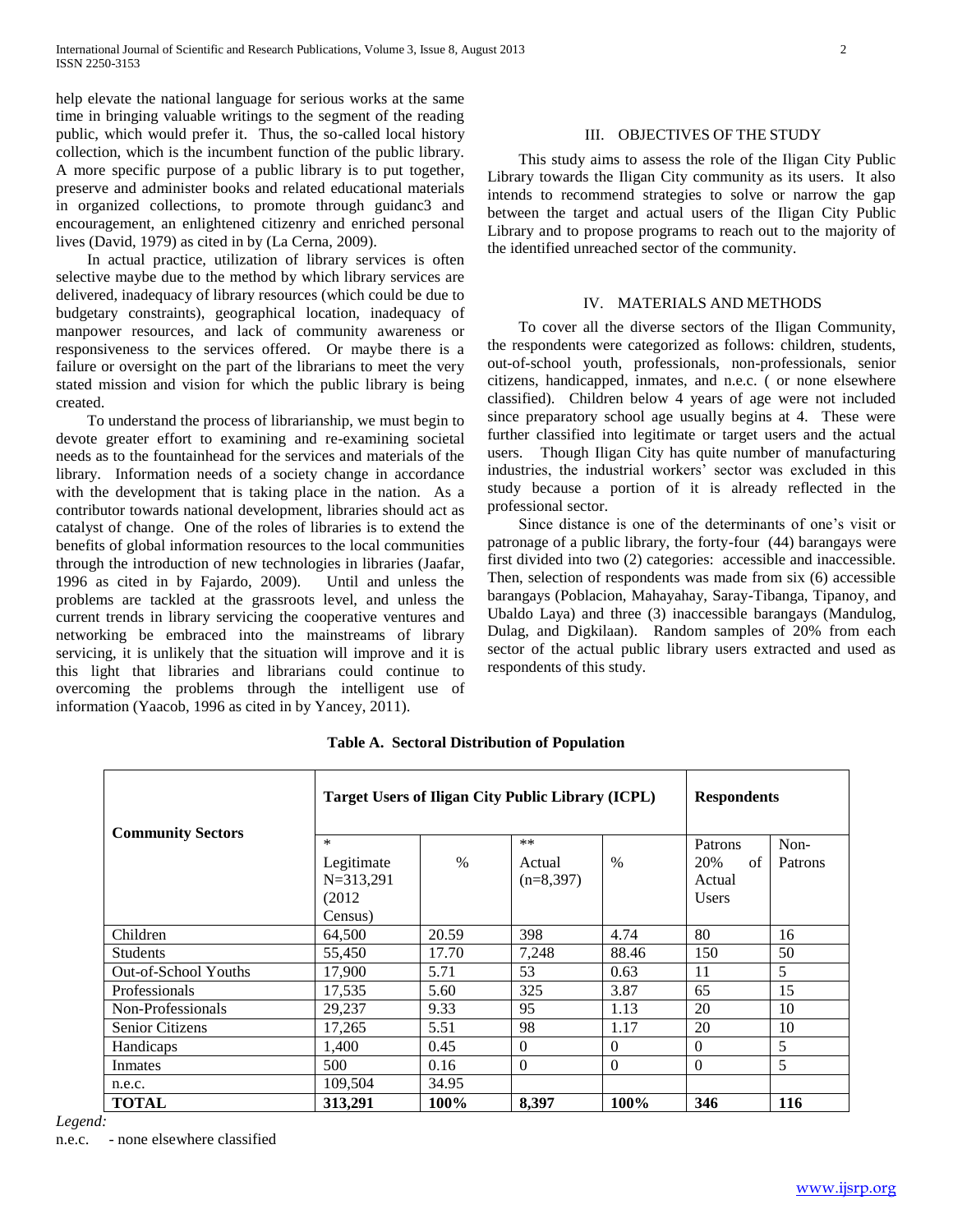help elevate the national language for serious works at the same time in bringing valuable writings to the segment of the reading public, which would prefer it. Thus, the so-called local history collection, which is the incumbent function of the public library. A more specific purpose of a public library is to put together, preserve and administer books and related educational materials in organized collections, to promote through guidanc3 and encouragement, an enlightened citizenry and enriched personal lives (David, 1979) as cited in by (La Cerna, 2009).

In actual practice, utilization of library services is often selective maybe due to the method by which library services are delivered, inadequacy of library resources (which could be due to budgetary constraints), geographical location, inadequacy of manpower resources, and lack of community awareness or responsiveness to the services offered. Or maybe there is a failure or oversight on the part of the librarians to meet the very stated mission and vision for which the public library is being created.

To understand the process of librarianship, we must begin to devote greater effort to examining and re-examining societal needs as to the fountainhead for the services and materials of the library. Information needs of a society change in accordance with the development that is taking place in the nation. As a contributor towards national development, libraries should act as catalyst of change. One of the roles of libraries is to extend the benefits of global information resources to the local communities through the introduction of new technologies in libraries (Jaafar, 1996 as cited in by Fajardo, 2009). Until and unless the problems are tackled at the grassroots level, and unless the current trends in library servicing the cooperative ventures and networking be embraced into the mainstreams of library servicing, it is unlikely that the situation will improve and it is this light that libraries and librarians could continue to overcoming the problems through the intelligent use of information (Yaacob, 1996 as cited in by Yancey, 2011).

## III. OBJECTIVES OF THE STUDY

This study aims to assess the role of the Iligan City Public Library towards the Iligan City community as its users. It also intends to recommend strategies to solve or narrow the gap between the target and actual users of the Iligan City Public Library and to propose programs to reach out to the majority of the identified unreached sector of the community.

## IV. MATERIALS AND METHODS

To cover all the diverse sectors of the Iligan Community, the respondents were categorized as follows: children, students, out-of-school youth, professionals, non-professionals, senior citizens, handicapped, inmates, and n.e.c. ( or none elsewhere classified). Children below 4 years of age were not included since preparatory school age usually begins at 4. These were further classified into legitimate or target users and the actual users. Though Iligan City has quite number of manufacturing industries, the industrial workers' sector was excluded in this study because a portion of it is already reflected in the professional sector.

Since distance is one of the determinants of one's visit or patronage of a public library, the forty-four (44) barangays were first divided into two (2) categories: accessible and inaccessible. Then, selection of respondents was made from six (6) accessible barangays (Poblacion, Mahayahay, Saray-Tibanga, Tipanoy, and Ubaldo Laya) and three (3) inaccessible barangays (Mandulog, Dulag, and Digkilaan). Random samples of 20% from each sector of the actual public library users extracted and used as respondents of this study.

**Table A. Sectoral Distribution of Population**

| Community Sectors | Target Users of Iligan City Public Library (ICPL) | | | | Respondents | |
|---|---|---|---|---|---|---|
| | * Legitimate N=313,291 (2012 Census) | % | ** Actual (n=8,397) | % | Patrons 20% of Actual Users | Non-Patrons |
| Children | 64,500 | 20.59 | 398 | 4.74 | 80 | 16 |
| Students | 55,450 | 17.70 | 7,248 | 88.46 | 150 | 50 |
| Out-of-School Youths | 17,900 | 5.71 | 53 | 0.63 | 11 | 5 |
| Professionals | 17,535 | 5.60 | 325 | 3.87 | 65 | 15 |
| Non-Professionals | 29,237 | 9.33 | 95 | 1.13 | 20 | 10 |
| Senior Citizens | 17,265 | 5.51 | 98 | 1.17 | 20 | 10 |
| Handicaps | 1,400 | 0.45 | 0 | 0 | 0 | 5 |
| Inmates | 500 | 0.16 | 0 | 0 | 0 | 5 |
| n.e.c. | 109,504 | 34.95 | | | | |
| **TOTAL** | **313,291** | **100%** | **8,397** | **100%** | **346** | **116** |

*Legend:*

n.e.c. - none elsewhere classified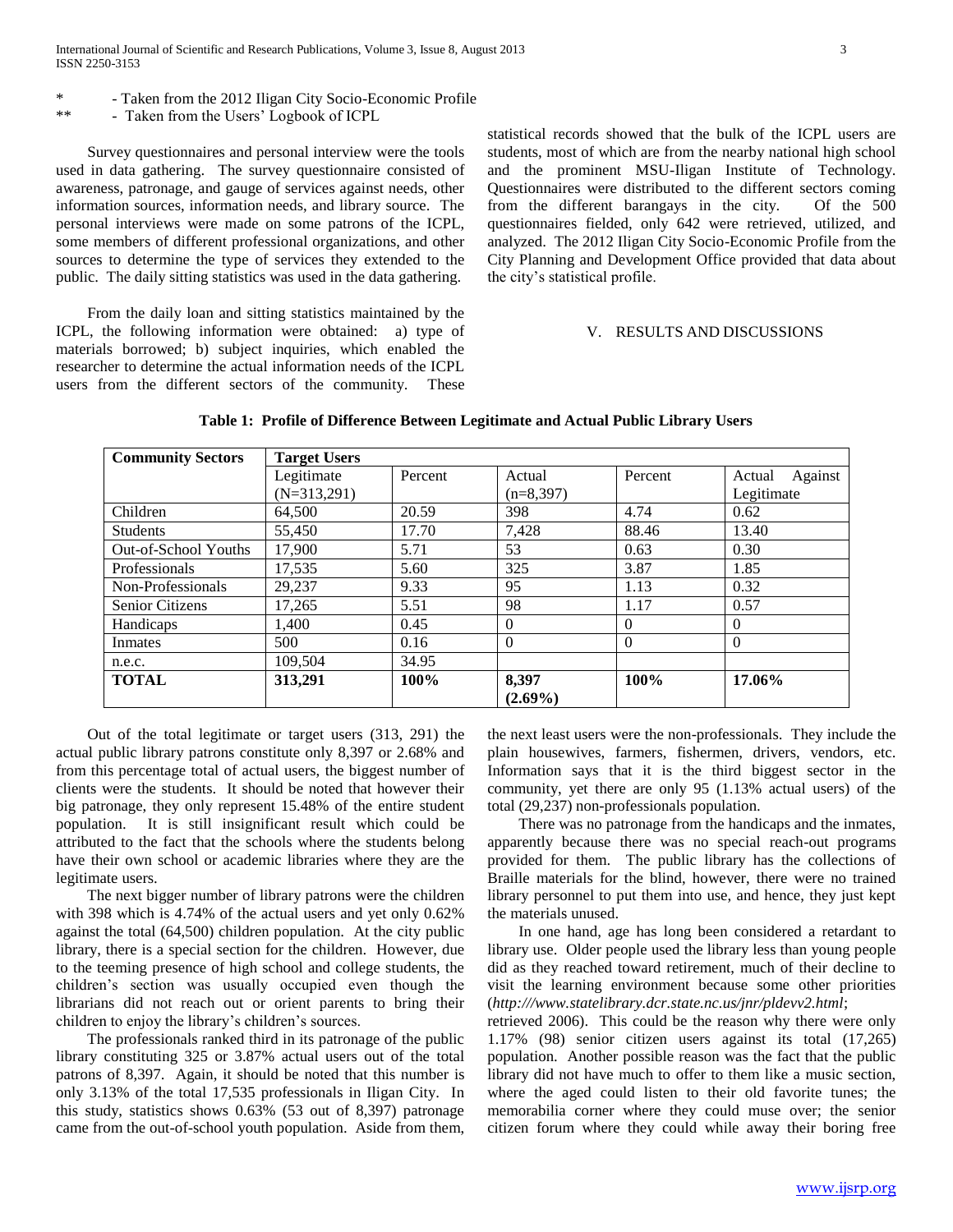\* - Taken from the 2012 Iligan City Socio-Economic Profile
\*\* - Taken from the Users' Logbook of ICPL

Survey questionnaires and personal interview were the tools used in data gathering. The survey questionnaire consisted of awareness, patronage, and gauge of services against needs, other information sources, information needs, and library source. The personal interviews were made on some patrons of the ICPL, some members of different professional organizations, and other sources to determine the type of services they extended to the public. The daily sitting statistics was used in the data gathering.

From the daily loan and sitting statistics maintained by the ICPL, the following information were obtained: a) type of materials borrowed; b) subject inquiries, which enabled the researcher to determine the actual information needs of the ICPL users from the different sectors of the community. These statistical records showed that the bulk of the ICPL users are students, most of which are from the nearby national high school and the prominent MSU-Iligan Institute of Technology. Questionnaires were distributed to the different sectors coming from the different barangays in the city. Of the 500 questionnaires fielded, only 642 were retrieved, utilized, and analyzed. The 2012 Iligan City Socio-Economic Profile from the City Planning and Development Office provided that data about the city's statistical profile.

## V. RESULTS AND DISCUSSIONS

**Table 1: Profile of Difference Between Legitimate and Actual Public Library Users**

| Community Sectors | Target Users | | | | |
|---|---|---|---|---|---|
| | Legitimate (N=313,291) | Percent | Actual (n=8,397) | Percent | Actual Against Legitimate |
| Children | 64,500 | 20.59 | 398 | 4.74 | 0.62 |
| Students | 55,450 | 17.70 | 7,428 | 88.46 | 13.40 |
| Out-of-School Youths | 17,900 | 5.71 | 53 | 0.63 | 0.30 |
| Professionals | 17,535 | 5.60 | 325 | 3.87 | 1.85 |
| Non-Professionals | 29,237 | 9.33 | 95 | 1.13 | 0.32 |
| Senior Citizens | 17,265 | 5.51 | 98 | 1.17 | 0.57 |
| Handicaps | 1,400 | 0.45 | 0 | 0 | 0 |
| Inmates | 500 | 0.16 | 0 | 0 | 0 |
| n.e.c. | 109,504 | 34.95 | | | |
| **TOTAL** | **313,291** | **100%** | **8,397 (2.69%)** | **100%** | **17.06%** |

Out of the total legitimate or target users (313, 291) the actual public library patrons constitute only 8,397 or 2.68% and from this percentage total of actual users, the biggest number of clients were the students. It should be noted that however their big patronage, they only represent 15.48% of the entire student population. It is still insignificant result which could be attributed to the fact that the schools where the students belong have their own school or academic libraries where they are the legitimate users.

The next bigger number of library patrons were the children with 398 which is 4.74% of the actual users and yet only 0.62% against the total (64,500) children population. At the city public library, there is a special section for the children. However, due to the teeming presence of high school and college students, the children's section was usually occupied even though the librarians did not reach out or orient parents to bring their children to enjoy the library's children's sources.

The professionals ranked third in its patronage of the public library constituting 325 or 3.87% actual users out of the total patrons of 8,397. Again, it should be noted that this number is only 3.13% of the total 17,535 professionals in Iligan City. In this study, statistics shows 0.63% (53 out of 8,397) patronage came from the out-of-school youth population. Aside from them, the next least users were the non-professionals. They include the plain housewives, farmers, fishermen, drivers, vendors, etc. Information says that it is the third biggest sector in the community, yet there are only 95 (1.13% actual users) of the total (29,237) non-professionals population.

There was no patronage from the handicaps and the inmates, apparently because there was no special reach-out programs provided for them. The public library has the collections of Braille materials for the blind, however, there were no trained library personnel to put them into use, and hence, they just kept the materials unused.

In one hand, age has long been considered a retardant to library use. Older people used the library less than young people did as they reached toward retirement, much of their decline to visit the learning environment because some other priorities (*http:///www.statelibrary.dcr.state.nc.us/jnr/pldevv2.html*; retrieved 2006). This could be the reason why there were only 1.17% (98) senior citizen users against its total (17,265) population. Another possible reason was the fact that the public library did not have much to offer to them like a music section, where the aged could listen to their old favorite tunes; the memorabilia corner where they could muse over; the senior citizen forum where they could while away their boring free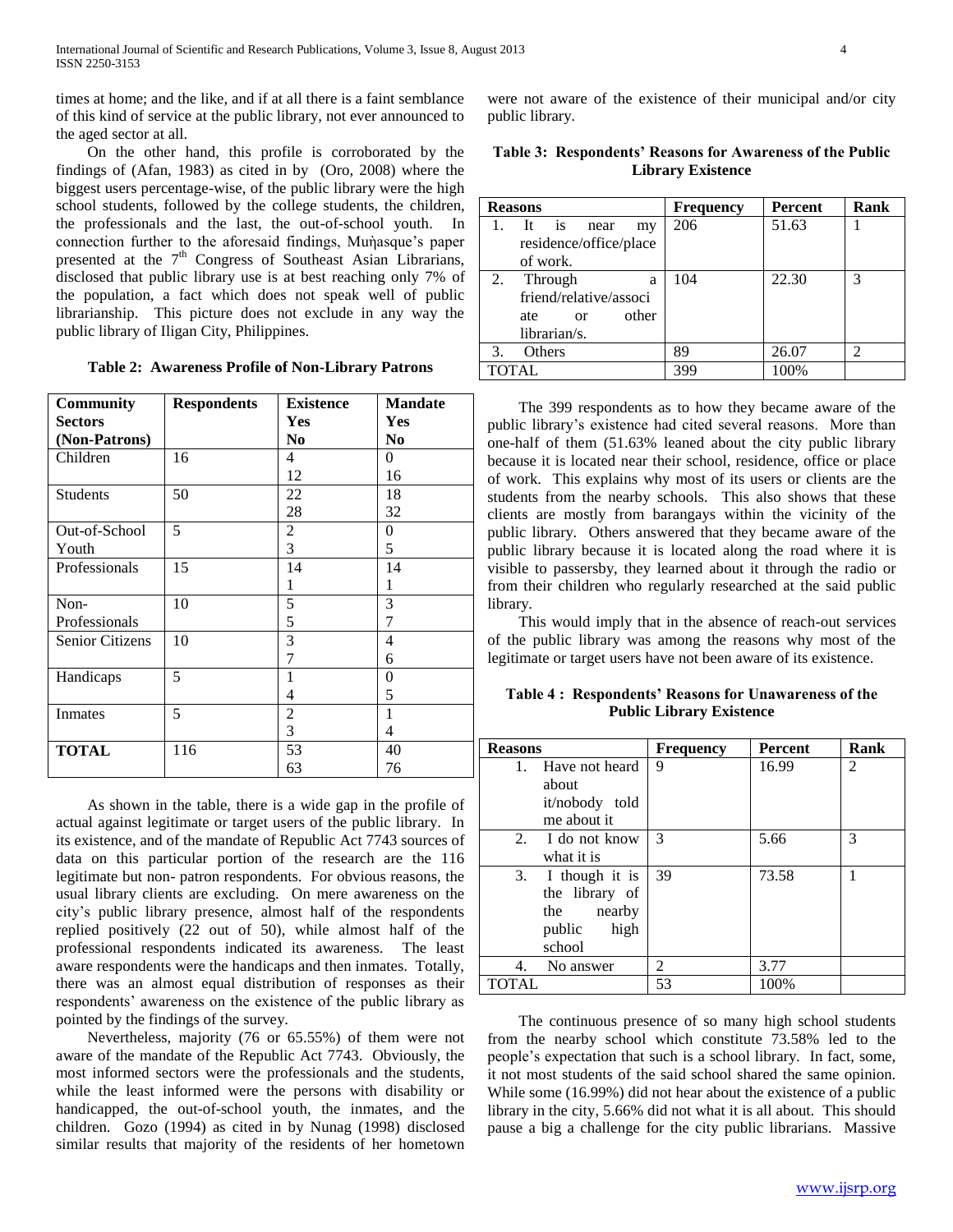times at home; and the like, and if at all there is a faint semblance of this kind of service at the public library, not ever announced to the aged sector at all.

On the other hand, this profile is corroborated by the findings of (Afan, 1983) as cited in by (Oro, 2008) where the biggest users percentage-wise, of the public library were the high school students, followed by the college students, the children, the professionals and the last, the out-of-school youth. In connection further to the aforesaid findings, Muṅasque's paper presented at the 7th Congress of Southeast Asian Librarians, disclosed that public library use is at best reaching only 7% of the population, a fact which does not speak well of public librarianship. This picture does not exclude in any way the public library of Iligan City, Philippines.

**Table 2: Awareness Profile of Non-Library Patrons**

| Community Sectors (Non-Patrons) | Respondents | Existence Yes No | Mandate Yes No |
|---|---|---|---|
| Children | 16 | 4<br>12 | 0<br>16 |
| Students | 50 | 22<br>28 | 18<br>32 |
| Out-of-School Youth | 5 | 2<br>3 | 0<br>5 |
| Professionals | 15 | 14<br>1 | 14<br>1 |
| Non-Professionals | 10 | 5<br>5 | 3<br>7 |
| Senior Citizens | 10 | 3<br>7 | 4<br>6 |
| Handicaps | 5 | 1<br>4 | 0<br>5 |
| Inmates | 5 | 2<br>3 | 1<br>4 |
| **TOTAL** | 116 | 53<br>63 | 40<br>76 |

As shown in the table, there is a wide gap in the profile of actual against legitimate or target users of the public library. In its existence, and of the mandate of Republic Act 7743 sources of data on this particular portion of the research are the 116 legitimate but non- patron respondents. For obvious reasons, the usual library clients are excluding. On mere awareness on the city's public library presence, almost half of the respondents replied positively (22 out of 50), while almost half of the professional respondents indicated its awareness. The least aware respondents were the handicaps and then inmates. Totally, there was an almost equal distribution of responses as their respondents' awareness on the existence of the public library as pointed by the findings of the survey.

Nevertheless, majority (76 or 65.55%) of them were not aware of the mandate of the Republic Act 7743. Obviously, the most informed sectors were the professionals and the students, while the least informed were the persons with disability or handicapped, the out-of-school youth, the inmates, and the children. Gozo (1994) as cited in by Nunag (1998) disclosed similar results that majority of the residents of her hometown were not aware of the existence of their municipal and/or city public library.

**Table 3: Respondents' Reasons for Awareness of the Public Library Existence**

| Reasons | Frequency | Percent | Rank |
|---|---|---|---|
| 1. It is near my residence/office/place of work. | 206 | 51.63 | 1 |
| 2. Through a friend/relative/associate or other librarian/s. | 104 | 22.30 | 3 |
| 3. Others | 89 | 26.07 | 2 |
| TOTAL | 399 | 100% | |

The 399 respondents as to how they became aware of the public library's existence had cited several reasons. More than one-half of them (51.63% leaned about the city public library because it is located near their school, residence, office or place of work. This explains why most of its users or clients are the students from the nearby schools. This also shows that these clients are mostly from barangays within the vicinity of the public library. Others answered that they became aware of the public library because it is located along the road where it is visible to passersby, they learned about it through the radio or from their children who regularly researched at the said public library.

This would imply that in the absence of reach-out services of the public library was among the reasons why most of the legitimate or target users have not been aware of its existence.

**Table 4 : Respondents' Reasons for Unawareness of the Public Library Existence**

| Reasons | Frequency | Percent | Rank |
|---|---|---|---|
| 1. Have not heard about it/nobody told me about it | 9 | 16.99 | 2 |
| 2. I do not know what it is | 3 | 5.66 | 3 |
| 3. I though it is the library of the nearby public high school | 39 | 73.58 | 1 |
| 4. No answer | 2 | 3.77 | |
| TOTAL | 53 | 100% | |

The continuous presence of so many high school students from the nearby school which constitute 73.58% led to the people's expectation that such is a school library. In fact, some, it not most students of the said school shared the same opinion. While some (16.99%) did not hear about the existence of a public library in the city, 5.66% did not what it is all about. This should pause a big a challenge for the city public librarians. Massive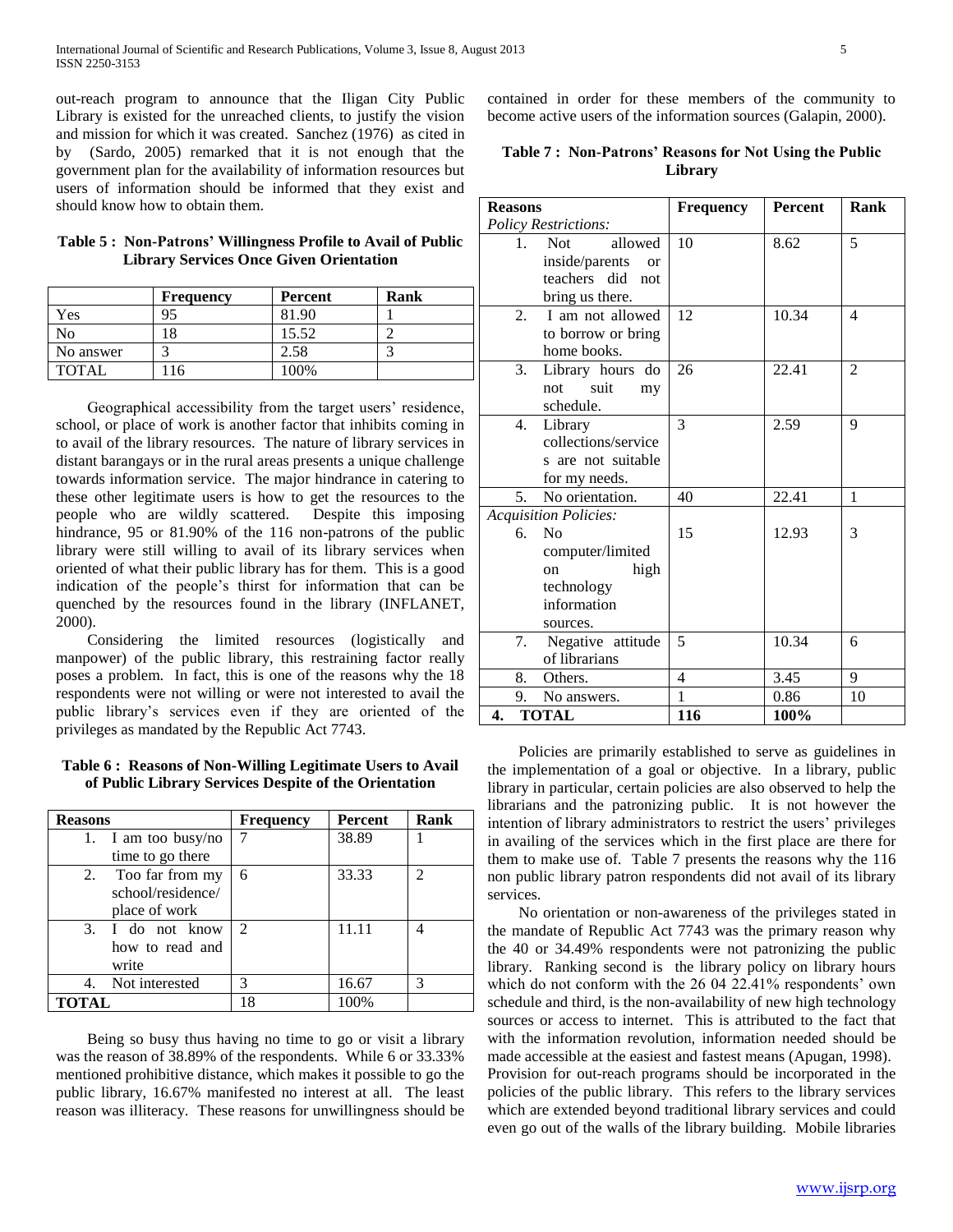out-reach program to announce that the Iligan City Public Library is existed for the unreached clients, to justify the vision and mission for which it was created. Sanchez (1976) as cited in by (Sardo, 2005) remarked that it is not enough that the government plan for the availability of information resources but users of information should be informed that they exist and should know how to obtain them.

**Table 5 : Non-Patrons' Willingness Profile to Avail of Public Library Services Once Given Orientation**

| | Frequency | Percent | Rank |
|---|---|---|---|
| Yes | 95 | 81.90 | 1 |
| No | 18 | 15.52 | 2 |
| No answer | 3 | 2.58 | 3 |
| TOTAL | 116 | 100% | |

Geographical accessibility from the target users' residence, school, or place of work is another factor that inhibits coming in to avail of the library resources. The nature of library services in distant barangays or in the rural areas presents a unique challenge towards information service. The major hindrance in catering to these other legitimate users is how to get the resources to the people who are wildly scattered. Despite this imposing hindrance, 95 or 81.90% of the 116 non-patrons of the public library were still willing to avail of its library services when oriented of what their public library has for them. This is a good indication of the people's thirst for information that can be quenched by the resources found in the library (INFLANET, 2000).

Considering the limited resources (logistically and manpower) of the public library, this restraining factor really poses a problem. In fact, this is one of the reasons why the 18 respondents were not willing or were not interested to avail the public library's services even if they are oriented of the privileges as mandated by the Republic Act 7743.

**Table 6 : Reasons of Non-Willing Legitimate Users to Avail of Public Library Services Despite of the Orientation**

| Reasons | Frequency | Percent | Rank |
|---|---|---|---|
| 1. I am too busy/no time to go there | 7 | 38.89 | 1 |
| 2. Too far from my school/residence/ place of work | 6 | 33.33 | 2 |
| 3. I do not know how to read and write | 2 | 11.11 | 4 |
| 4. Not interested | 3 | 16.67 | 3 |
| TOTAL | 18 | 100% | |

Being so busy thus having no time to go or visit a library was the reason of 38.89% of the respondents. While 6 or 33.33% mentioned prohibitive distance, which makes it possible to go the public library, 16.67% manifested no interest at all. The least reason was illiteracy. These reasons for unwillingness should be contained in order for these members of the community to become active users of the information sources (Galapin, 2000).

**Table 7 : Non-Patrons' Reasons for Not Using the Public Library**

| Reasons | Frequency | Percent | Rank |
|---|---|---|---|
| *Policy Restrictions:* | | | |
| 1. Not allowed inside/parents or teachers did not bring us there. | 10 | 8.62 | 5 |
| 2. I am not allowed to borrow or bring home books. | 12 | 10.34 | 4 |
| 3. Library hours do not suit my schedule. | 26 | 22.41 | 2 |
| 4. Library collections/services are not suitable for my needs. | 3 | 2.59 | 9 |
| 5. No orientation. | 40 | 22.41 | 1 |
| *Acquisition Policies:* | | | |
| 6. No computer/limited on high technology information sources. | 15 | 12.93 | 3 |
| 7. Negative attitude of librarians | 5 | 10.34 | 6 |
| 8. Others. | 4 | 3.45 | 9 |
| 9. No answers. | 1 | 0.86 | 10 |
| 4. TOTAL | 116 | 100% | |

Policies are primarily established to serve as guidelines in the implementation of a goal or objective. In a library, public library in particular, certain policies are also observed to help the librarians and the patronizing public. It is not however the intention of library administrators to restrict the users' privileges in availing of the services which in the first place are there for them to make use of. Table 7 presents the reasons why the 116 non public library patron respondents did not avail of its library services.

No orientation or non-awareness of the privileges stated in the mandate of Republic Act 7743 was the primary reason why the 40 or 34.49% respondents were not patronizing the public library. Ranking second is the library policy on library hours which do not conform with the 26 04 22.41% respondents' own schedule and third, is the non-availability of new high technology sources or access to internet. This is attributed to the fact that with the information revolution, information needed should be made accessible at the easiest and fastest means (Apugan, 1998). Provision for out-reach programs should be incorporated in the policies of the public library. This refers to the library services which are extended beyond traditional library services and could even go out of the walls of the library building. Mobile libraries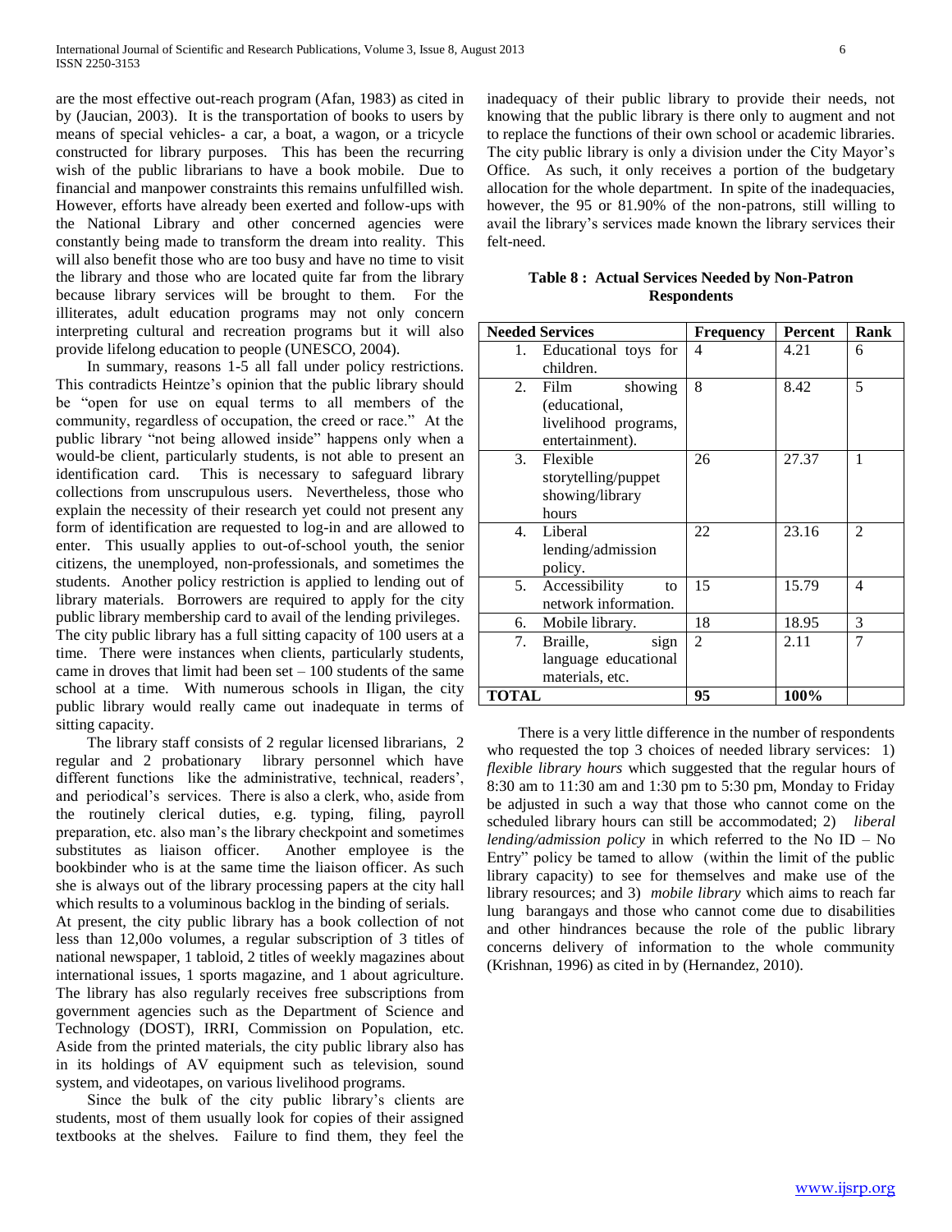are the most effective out-reach program (Afan, 1983) as cited in by (Jaucian, 2003). It is the transportation of books to users by means of special vehicles- a car, a boat, a wagon, or a tricycle constructed for library purposes. This has been the recurring wish of the public librarians to have a book mobile. Due to financial and manpower constraints this remains unfulfilled wish. However, efforts have already been exerted and follow-ups with the National Library and other concerned agencies were constantly being made to transform the dream into reality. This will also benefit those who are too busy and have no time to visit the library and those who are located quite far from the library because library services will be brought to them. For the illiterates, adult education programs may not only concern interpreting cultural and recreation programs but it will also provide lifelong education to people (UNESCO, 2004).

In summary, reasons 1-5 all fall under policy restrictions. This contradicts Heintze's opinion that the public library should be "open for use on equal terms to all members of the community, regardless of occupation, the creed or race." At the public library "not being allowed inside" happens only when a would-be client, particularly students, is not able to present an identification card. This is necessary to safeguard library collections from unscrupulous users. Nevertheless, those who explain the necessity of their research yet could not present any form of identification are requested to log-in and are allowed to enter. This usually applies to out-of-school youth, the senior citizens, the unemployed, non-professionals, and sometimes the students. Another policy restriction is applied to lending out of library materials. Borrowers are required to apply for the city public library membership card to avail of the lending privileges. The city public library has a full sitting capacity of 100 users at a time. There were instances when clients, particularly students, came in droves that limit had been set – 100 students of the same school at a time. With numerous schools in Iligan, the city public library would really came out inadequate in terms of sitting capacity.

The library staff consists of 2 regular licensed librarians, 2 regular and 2 probationary library personnel which have different functions like the administrative, technical, readers', and periodical's services. There is also a clerk, who, aside from the routinely clerical duties, e.g. typing, filing, payroll preparation, etc. also man's the library checkpoint and sometimes substitutes as liaison officer. Another employee is the bookbinder who is at the same time the liaison officer. As such she is always out of the library processing papers at the city hall which results to a voluminous backlog in the binding of serials.

At present, the city public library has a book collection of not less than 12,00o volumes, a regular subscription of 3 titles of national newspaper, 1 tabloid, 2 titles of weekly magazines about international issues, 1 sports magazine, and 1 about agriculture. The library has also regularly receives free subscriptions from government agencies such as the Department of Science and Technology (DOST), IRRI, Commission on Population, etc. Aside from the printed materials, the city public library also has in its holdings of AV equipment such as television, sound system, and videotapes, on various livelihood programs.

Since the bulk of the city public library's clients are students, most of them usually look for copies of their assigned textbooks at the shelves. Failure to find them, they feel the inadequacy of their public library to provide their needs, not knowing that the public library is there only to augment and not to replace the functions of their own school or academic libraries. The city public library is only a division under the City Mayor's Office. As such, it only receives a portion of the budgetary allocation for the whole department. In spite of the inadequacies, however, the 95 or 81.90% of the non-patrons, still willing to avail the library's services made known the library services their felt-need.

**Table 8 : Actual Services Needed by Non-Patron Respondents**

| Needed Services | Frequency | Percent | Rank |
|---|---|---|---|
| 1. Educational toys for children. | 4 | 4.21 | 6 |
| 2. Film showing (educational, livelihood programs, entertainment). | 8 | 8.42 | 5 |
| 3. Flexible storytelling/puppet showing/library hours | 26 | 27.37 | 1 |
| 4. Liberal lending/admission policy. | 22 | 23.16 | 2 |
| 5. Accessibility to network information. | 15 | 15.79 | 4 |
| 6. Mobile library. | 18 | 18.95 | 3 |
| 7. Braille, sign language educational materials, etc. | 2 | 2.11 | 7 |
| **TOTAL** | **95** | **100%** | |

There is a very little difference in the number of respondents who requested the top 3 choices of needed library services: 1) *flexible library hours* which suggested that the regular hours of 8:30 am to 11:30 am and 1:30 pm to 5:30 pm, Monday to Friday be adjusted in such a way that those who cannot come on the scheduled library hours can still be accommodated; 2) *liberal lending/admission policy* in which referred to the No ID – No Entry" policy be tamed to allow (within the limit of the public library capacity) to see for themselves and make use of the library resources; and 3) *mobile library* which aims to reach far lung barangays and those who cannot come due to disabilities and other hindrances because the role of the public library concerns delivery of information to the whole community (Krishnan, 1996) as cited in by (Hernandez, 2010).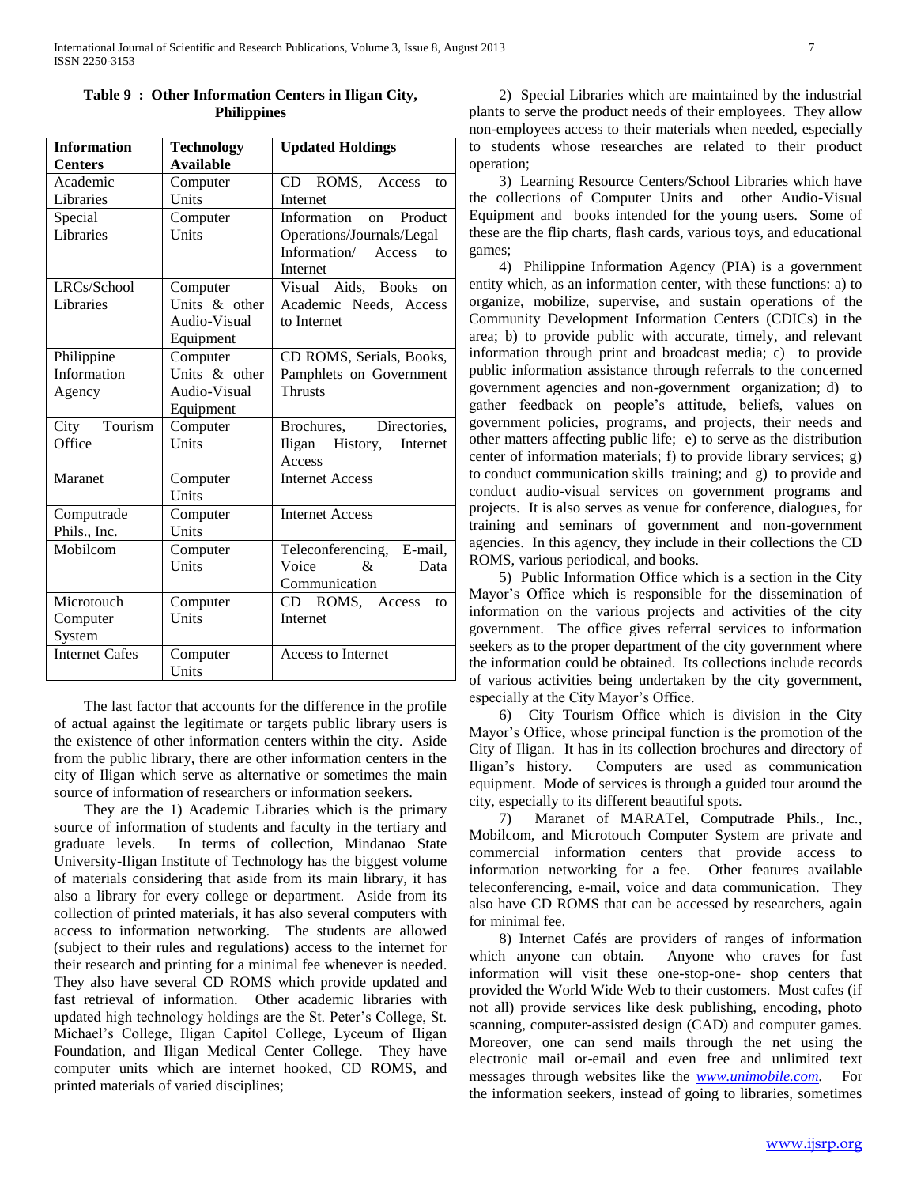**Table 9 : Other Information Centers in Iligan City, Philippines**

| Information Centers | Technology Available | Updated Holdings |
|---|---|---|
| Academic Libraries | Computer Units | CD ROMS, Access to Internet |
| Special Libraries | Computer Units | Information on Product Operations/Journals/Legal Information/ Access to Internet |
| LRCs/School Libraries | Computer Units & other Audio-Visual Equipment | Visual Aids, Books on Academic Needs, Access to Internet |
| Philippine Information Agency | Computer Units & other Audio-Visual Equipment | CD ROMS, Serials, Books, Pamphlets on Government Thrusts |
| City Tourism Office | Computer Units | Brochures, Directories, Iligan History, Internet Access |
| Maranet | Computer Units | Internet Access |
| Computrade Phils., Inc. | Computer Units | Internet Access |
| Mobilcom | Computer Units | Teleconferencing, E-mail, Voice & Data Communication |
| Microtouch Computer System | Computer Units | CD ROMS, Access to Internet |
| Internet Cafes | Computer Units | Access to Internet |

The last factor that accounts for the difference in the profile of actual against the legitimate or targets public library users is the existence of other information centers within the city. Aside from the public library, there are other information centers in the city of Iligan which serve as alternative or sometimes the main source of information of researchers or information seekers.

They are the 1) Academic Libraries which is the primary source of information of students and faculty in the tertiary and graduate levels. In terms of collection, Mindanao State University-Iligan Institute of Technology has the biggest volume of materials considering that aside from its main library, it has also a library for every college or department. Aside from its collection of printed materials, it has also several computers with access to information networking. The students are allowed (subject to their rules and regulations) access to the internet for their research and printing for a minimal fee whenever is needed. They also have several CD ROMS which provide updated and fast retrieval of information. Other academic libraries with updated high technology holdings are the St. Peter's College, St. Michael's College, Iligan Capitol College, Lyceum of Iligan Foundation, and Iligan Medical Center College. They have computer units which are internet hooked, CD ROMS, and printed materials of varied disciplines;

2) Special Libraries which are maintained by the industrial plants to serve the product needs of their employees. They allow non-employees access to their materials when needed, especially to students whose researches are related to their product operation;

3) Learning Resource Centers/School Libraries which have the collections of Computer Units and other Audio-Visual Equipment and books intended for the young users. Some of these are the flip charts, flash cards, various toys, and educational games;

4) Philippine Information Agency (PIA) is a government entity which, as an information center, with these functions: a) to organize, mobilize, supervise, and sustain operations of the Community Development Information Centers (CDICs) in the area; b) to provide public with accurate, timely, and relevant information through print and broadcast media; c) to provide public information assistance through referrals to the concerned government agencies and non-government organization; d) to gather feedback on people's attitude, beliefs, values on government policies, programs, and projects, their needs and other matters affecting public life; e) to serve as the distribution center of information materials; f) to provide library services; g) to conduct communication skills training; and g) to provide and conduct audio-visual services on government programs and projects. It is also serves as venue for conference, dialogues, for training and seminars of government and non-government agencies. In this agency, they include in their collections the CD ROMS, various periodical, and books.

5) Public Information Office which is a section in the City Mayor's Office which is responsible for the dissemination of information on the various projects and activities of the city government. The office gives referral services to information seekers as to the proper department of the city government where the information could be obtained. Its collections include records of various activities being undertaken by the city government, especially at the City Mayor's Office.

6) City Tourism Office which is division in the City Mayor's Office, whose principal function is the promotion of the City of Iligan. It has in its collection brochures and directory of Iligan's history. Computers are used as communication equipment. Mode of services is through a guided tour around the city, especially to its different beautiful spots.

7) Maranet of MARATel, Computrade Phils., Inc., Mobilcom, and Microtouch Computer System are private and commercial information centers that provide access to information networking for a fee. Other features available teleconferencing, e-mail, voice and data communication. They also have CD ROMS that can be accessed by researchers, again for minimal fee.

8) Internet Cafés are providers of ranges of information which anyone can obtain. Anyone who craves for fast information will visit these one-stop-one- shop centers that provided the World Wide Web to their customers. Most cafes (if not all) provide services like desk publishing, encoding, photo scanning, computer-assisted design (CAD) and computer games. Moreover, one can send mails through the net using the electronic mail or-email and even free and unlimited text messages through websites like the *www.unimobile.com.* For the information seekers, instead of going to libraries, sometimes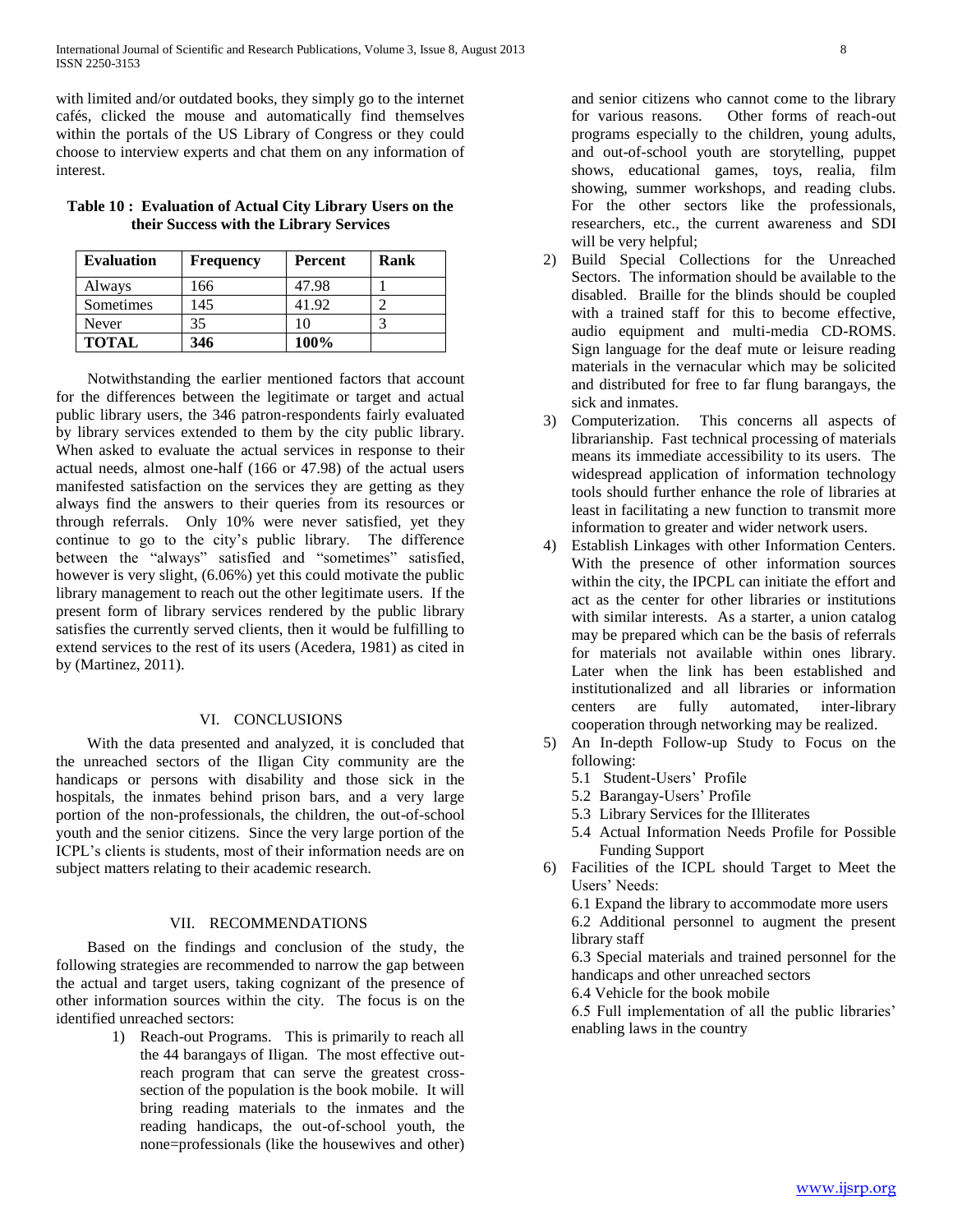with limited and/or outdated books, they simply go to the internet cafés, clicked the mouse and automatically find themselves within the portals of the US Library of Congress or they could choose to interview experts and chat them on any information of interest.

**Table 10 : Evaluation of Actual City Library Users on the their Success with the Library Services**

| Evaluation | Frequency | Percent | Rank |
|---|---|---|---|
| Always | 166 | 47.98 | 1 |
| Sometimes | 145 | 41.92 | 2 |
| Never | 35 | 10 | 3 |
| **TOTAL** | **346** | **100%** | |

Notwithstanding the earlier mentioned factors that account for the differences between the legitimate or target and actual public library users, the 346 patron-respondents fairly evaluated by library services extended to them by the city public library. When asked to evaluate the actual services in response to their actual needs, almost one-half (166 or 47.98) of the actual users manifested satisfaction on the services they are getting as they always find the answers to their queries from its resources or through referrals. Only 10% were never satisfied, yet they continue to go to the city's public library. The difference between the "always" satisfied and "sometimes" satisfied, however is very slight, (6.06%) yet this could motivate the public library management to reach out the other legitimate users. If the present form of library services rendered by the public library satisfies the currently served clients, then it would be fulfilling to extend services to the rest of its users (Acedera, 1981) as cited in by (Martinez, 2011).

## VI. CONCLUSIONS

With the data presented and analyzed, it is concluded that the unreached sectors of the Iligan City community are the handicaps or persons with disability and those sick in the hospitals, the inmates behind prison bars, and a very large portion of the non-professionals, the children, the out-of-school youth and the senior citizens. Since the very large portion of the ICPL's clients is students, most of their information needs are on subject matters relating to their academic research.

## VII. RECOMMENDATIONS

Based on the findings and conclusion of the study, the following strategies are recommended to narrow the gap between the actual and target users, taking cognizant of the presence of other information sources within the city. The focus is on the identified unreached sectors:

1) Reach-out Programs. This is primarily to reach all the 44 barangays of Iligan. The most effective out-reach program that can serve the greatest cross-section of the population is the book mobile. It will bring reading materials to the inmates and the reading handicaps, the out-of-school youth, the none=professionals (like the housewives and other) and senior citizens who cannot come to the library for various reasons. Other forms of reach-out programs especially to the children, young adults, and out-of-school youth are storytelling, puppet shows, educational games, toys, realia, film showing, summer workshops, and reading clubs. For the other sectors like the professionals, researchers, etc., the current awareness and SDI will be very helpful;
2) Build Special Collections for the Unreached Sectors. The information should be available to the disabled. Braille for the blinds should be coupled with a trained staff for this to become effective, audio equipment and multi-media CD-ROMS. Sign language for the deaf mute or leisure reading materials in the vernacular which may be solicited and distributed for free to far flung barangays, the sick and inmates.
3) Computerization. This concerns all aspects of librarianship. Fast technical processing of materials means its immediate accessibility to its users. The widespread application of information technology tools should further enhance the role of libraries at least in facilitating a new function to transmit more information to greater and wider network users.
4) Establish Linkages with other Information Centers. With the presence of other information sources within the city, the IPCPL can initiate the effort and act as the center for other libraries or institutions with similar interests. As a starter, a union catalog may be prepared which can be the basis of referrals for materials not available within ones library. Later when the link has been established and institutionalized and all libraries or information centers are fully automated, inter-library cooperation through networking may be realized.
5) An In-depth Follow-up Study to Focus on the following:
   - 5.1 Student-Users' Profile
   - 5.2 Barangay-Users' Profile
   - 5.3 Library Services for the Illiterates
   - 5.4 Actual Information Needs Profile for Possible Funding Support
6) Facilities of the ICPL should Target to Meet the Users' Needs:
   - 6.1 Expand the library to accommodate more users
   - 6.2 Additional personnel to augment the present library staff
   - 6.3 Special materials and trained personnel for the handicaps and other unreached sectors
   - 6.4 Vehicle for the book mobile
   - 6.5 Full implementation of all the public libraries' enabling laws in the country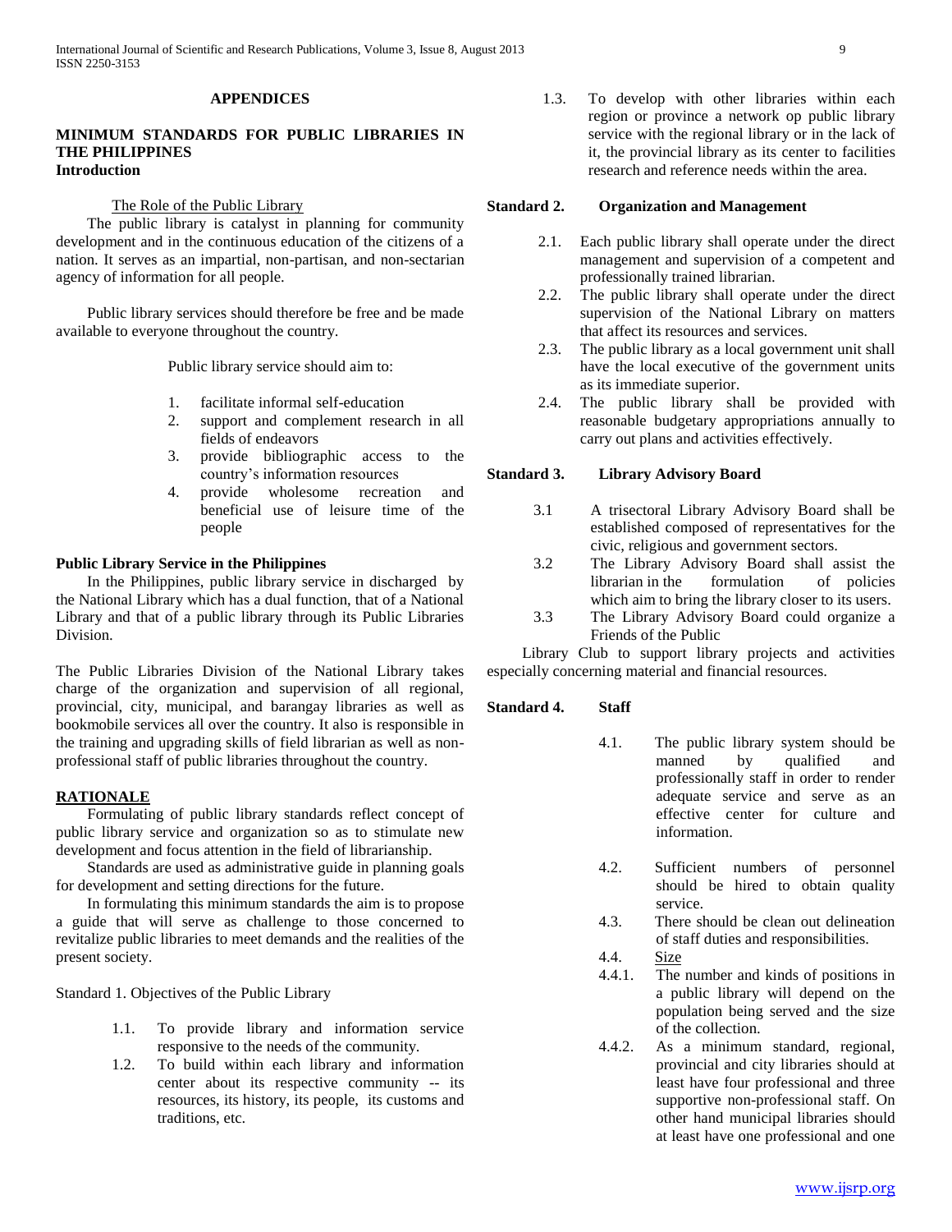## APPENDICES

## MINIMUM STANDARDS FOR PUBLIC LIBRARIES IN THE PHILIPPINES

### Introduction

The Role of the Public Library

The public library is catalyst in planning for community development and in the continuous education of the citizens of a nation. It serves as an impartial, non-partisan, and non-sectarian agency of information for all people.

Public library services should therefore be free and be made available to everyone throughout the country.

Public library service should aim to:

1. facilitate informal self-education
2. support and complement research in all fields of endeavors
3. provide bibliographic access to the country's information resources
4. provide wholesome recreation and beneficial use of leisure time of the people

**Public Library Service in the Philippines**

In the Philippines, public library service in discharged by the National Library which has a dual function, that of a National Library and that of a public library through its Public Libraries Division.

The Public Libraries Division of the National Library takes charge of the organization and supervision of all regional, provincial, city, municipal, and barangay libraries as well as bookmobile services all over the country. It also is responsible in the training and upgrading skills of field librarian as well as non-professional staff of public libraries throughout the country.

### RATIONALE

Formulating of public library standards reflect concept of public library service and organization so as to stimulate new development and focus attention in the field of librarianship.

Standards are used as administrative guide in planning goals for development and setting directions for the future.

In formulating this minimum standards the aim is to propose a guide that will serve as challenge to those concerned to revitalize public libraries to meet demands and the realities of the present society.

Standard 1. Objectives of the Public Library

1.1. To provide library and information service responsive to the needs of the community.

1.2. To build within each library and information center about its respective community -- its resources, its history, its people, its customs and traditions, etc.

1.3. To develop with other libraries within each region or province a network op public library service with the regional library or in the lack of it, the provincial library as its center to facilities research and reference needs within the area.

**Standard 2. Organization and Management**

2.1. Each public library shall operate under the direct management and supervision of a competent and professionally trained librarian.

2.2. The public library shall operate under the direct supervision of the National Library on matters that affect its resources and services.

2.3. The public library as a local government unit shall have the local executive of the government units as its immediate superior.

2.4. The public library shall be provided with reasonable budgetary appropriations annually to carry out plans and activities effectively.

**Standard 3. Library Advisory Board**

3.1 A trisectoral Library Advisory Board shall be established composed of representatives for the civic, religious and government sectors.

3.2 The Library Advisory Board shall assist the librarian in the formulation of policies which aim to bring the library closer to its users.

3.3 The Library Advisory Board could organize a Friends of the Public Library Club to support library projects and activities especially concerning material and financial resources.

**Standard 4. Staff**

4.1. The public library system should be manned by qualified and professionally staff in order to render adequate service and serve as an effective center for culture and information.

4.2. Sufficient numbers of personnel should be hired to obtain quality service.

4.3. There should be clean out delineation of staff duties and responsibilities.

4.4. Size

4.4.1. The number and kinds of positions in a public library will depend on the population being served and the size of the collection.

4.4.2. As a minimum standard, regional, provincial and city libraries should at least have four professional and three supportive non-professional staff. On other hand municipal libraries should at least have one professional and one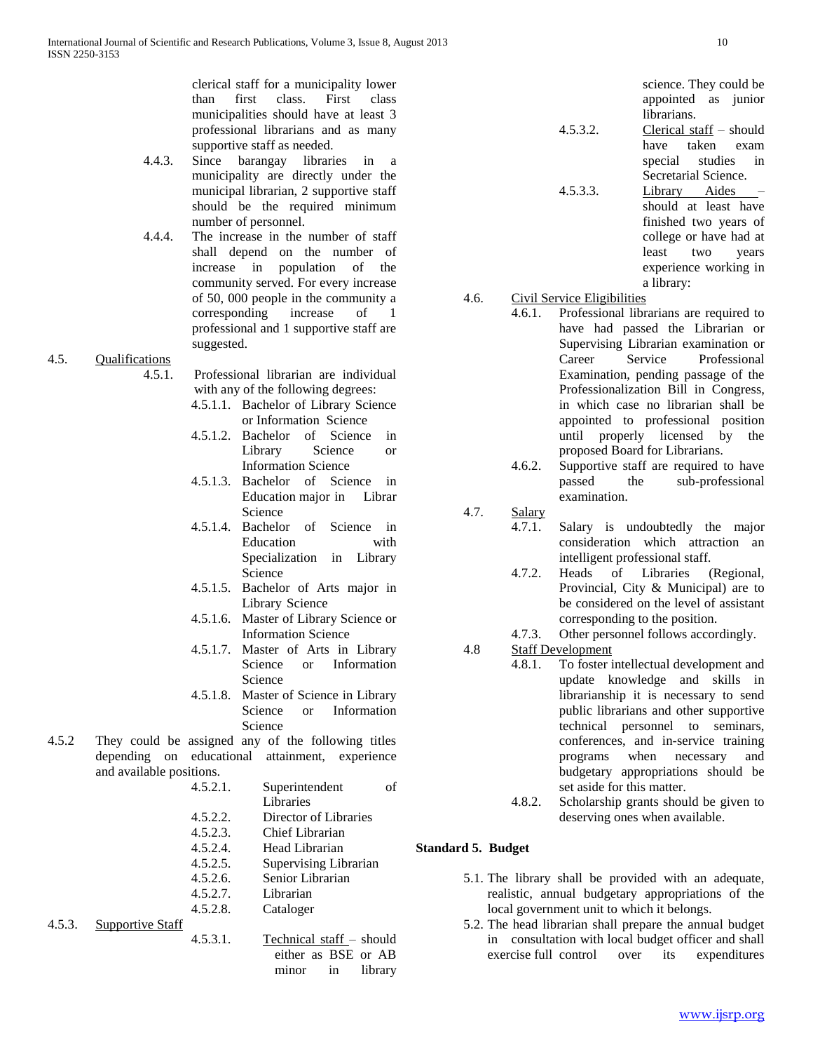clerical staff for a municipality lower than first class. First class municipalities should have at least 3 professional librarians and as many supportive staff as needed.

4.4.3. Since barangay libraries in a municipality are directly under the municipal librarian, 2 supportive staff should be the required minimum number of personnel.

4.4.4. The increase in the number of staff shall depend on the number of increase in population of the community served. For every increase of 50, 000 people in the community a corresponding increase of 1 professional and 1 supportive staff are suggested.

4.5. Qualifications

4.5.1. Professional librarian are individual with any of the following degrees:

- 4.5.1.1. Bachelor of Library Science or Information Science
- 4.5.1.2. Bachelor of Science in Library Science or Information Science
- 4.5.1.3. Bachelor of Science in Education major in Librar Science
- 4.5.1.4. Bachelor of Science in Education with Specialization in Library Science
- 4.5.1.5. Bachelor of Arts major in Library Science
- 4.5.1.6. Master of Library Science or Information Science
- 4.5.1.7. Master of Arts in Library Science or Information Science
- 4.5.1.8. Master of Science in Library Science or Information Science

4.5.2 They could be assigned any of the following titles depending on educational attainment, experience and available positions.

- 4.5.2.1. Superintendent of Libraries
- 4.5.2.2. Director of Libraries
- 4.5.2.3. Chief Librarian
- 4.5.2.4. Head Librarian
- 4.5.2.5. Supervising Librarian
- 4.5.2.6. Senior Librarian
- 4.5.2.7. Librarian
- 4.5.2.8. Cataloger

4.5.3. Supportive Staff

- 4.5.3.1. Technical staff – should either as BSE or AB minor in library science. They could be appointed as junior librarians.
- 4.5.3.2. Clerical staff – should have taken exam special studies in Secretarial Science.
- 4.5.3.3. Library Aides – should at least have finished two years of college or have had at least two years experience working in a library:

4.6. Civil Service Eligibilities

4.6.1. Professional librarians are required to have had passed the Librarian or Supervising Librarian examination or Career Service Professional Examination, pending passage of the Professionalization Bill in Congress, in which case no librarian shall be appointed to professional position until properly licensed by the proposed Board for Librarians.

4.6.2. Supportive staff are required to have passed the sub-professional examination.

4.7. Salary

4.7.1. Salary is undoubtedly the major consideration which attraction an intelligent professional staff.

4.7.2. Heads of Libraries (Regional, Provincial, City & Municipal) are to be considered on the level of assistant corresponding to the position.

4.7.3. Other personnel follows accordingly.

4.8 Staff Development

4.8.1. To foster intellectual development and update knowledge and skills in librarianship it is necessary to send public librarians and other supportive technical personnel to seminars, conferences, and in-service training programs when necessary and budgetary appropriations should be set aside for this matter.

4.8.2. Scholarship grants should be given to deserving ones when available.

**Standard 5. Budget**

5.1. The library shall be provided with an adequate, realistic, annual budgetary appropriations of the local government unit to which it belongs.

5.2. The head librarian shall prepare the annual budget in consultation with local budget officer and shall exercise full control over its expenditures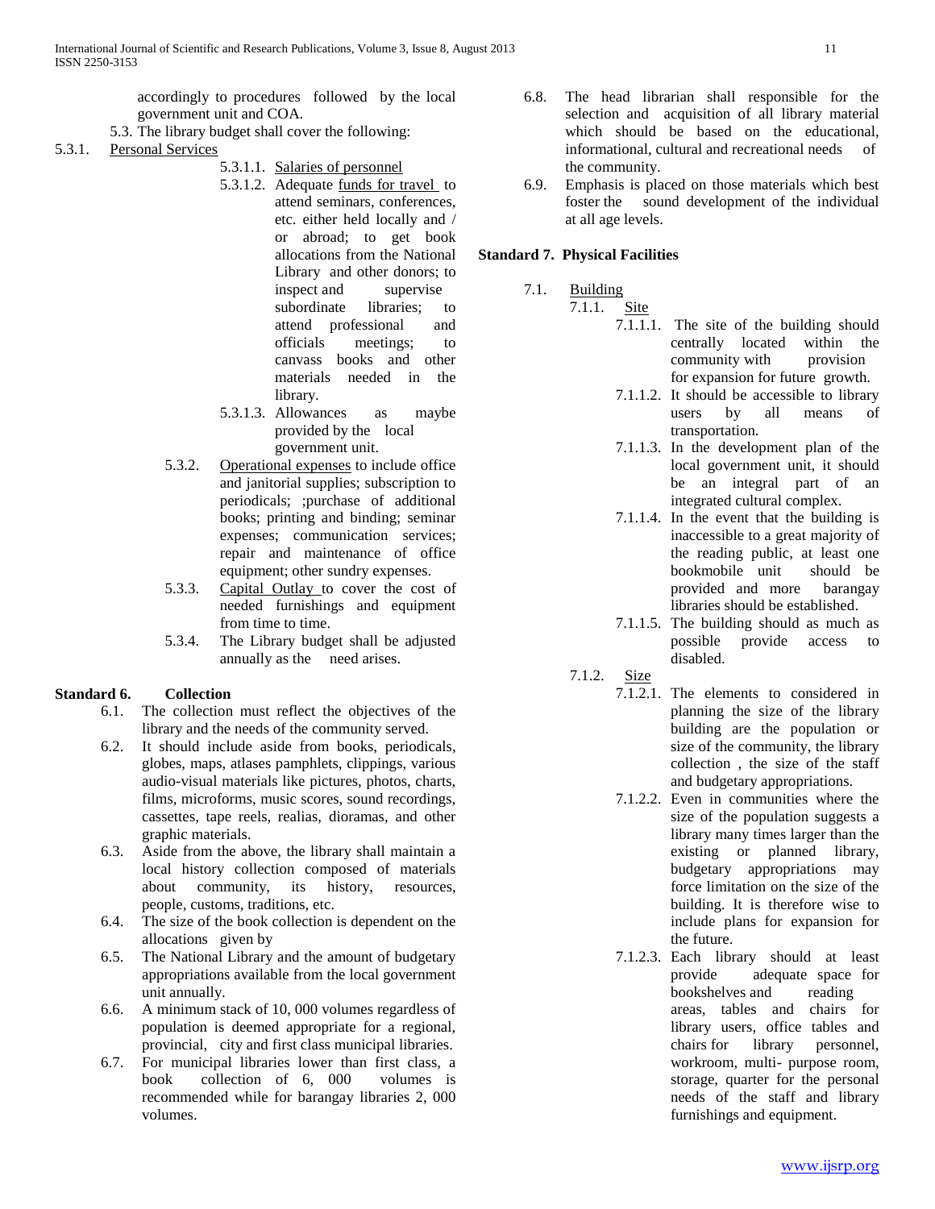accordingly to procedures followed by the local government unit and COA.

5.3. The library budget shall cover the following:

5.3.1. Personal Services

- 5.3.1.1. Salaries of personnel
- 5.3.1.2. Adequate funds for travel to attend seminars, conferences, etc. either held locally and / or abroad; to get book allocations from the National Library and other donors; to inspect and supervise subordinate libraries; to attend professional and officials meetings; to canvass books and other materials needed in the library.
- 5.3.1.3. Allowances as maybe provided by the local government unit.

5.3.2. Operational expenses to include office and janitorial supplies; subscription to periodicals; ;purchase of additional books; printing and binding; seminar expenses; communication services; repair and maintenance of office equipment; other sundry expenses.

5.3.3. Capital Outlay to cover the cost of needed furnishings and equipment from time to time.

5.3.4. The Library budget shall be adjusted annually as the need arises.

**Standard 6. Collection**

6.1. The collection must reflect the objectives of the library and the needs of the community served.

6.2. It should include aside from books, periodicals, globes, maps, atlases pamphlets, clippings, various audio-visual materials like pictures, photos, charts, films, microforms, music scores, sound recordings, cassettes, tape reels, realias, dioramas, and other graphic materials.

6.3. Aside from the above, the library shall maintain a local history collection composed of materials about community, its history, resources, people, customs, traditions, etc.

6.4. The size of the book collection is dependent on the allocations given by

6.5. The National Library and the amount of budgetary appropriations available from the local government unit annually.

6.6. A minimum stack of 10, 000 volumes regardless of population is deemed appropriate for a regional, provincial, city and first class municipal libraries.

6.7. For municipal libraries lower than first class, a book collection of 6, 000 volumes is recommended while for barangay libraries 2, 000 volumes.

6.8. The head librarian shall responsible for the selection and acquisition of all library material which should be based on the educational, informational, cultural and recreational needs of the community.

6.9. Emphasis is placed on those materials which best foster the sound development of the individual at all age levels.

**Standard 7. Physical Facilities**

7.1. Building

7.1.1. Site

- 7.1.1.1. The site of the building should centrally located within the community with provision for expansion for future growth.
- 7.1.1.2. It should be accessible to library users by all means of transportation.
- 7.1.1.3. In the development plan of the local government unit, it should be an integral part of an integrated cultural complex.
- 7.1.1.4. In the event that the building is inaccessible to a great majority of the reading public, at least one bookmobile unit should be provided and more barangay libraries should be established.
- 7.1.1.5. The building should as much as possible provide access to disabled.

7.1.2. Size

- 7.1.2.1. The elements to considered in planning the size of the library building are the population or size of the community, the library collection , the size of the staff and budgetary appropriations.
- 7.1.2.2. Even in communities where the size of the population suggests a library many times larger than the existing or planned library, budgetary appropriations may force limitation on the size of the building. It is therefore wise to include plans for expansion for the future.
- 7.1.2.3. Each library should at least provide adequate space for bookshelves and reading areas, tables and chairs for library users, office tables and chairs for library personnel, workroom, multi- purpose room, storage, quarter for the personal needs of the staff and library furnishings and equipment.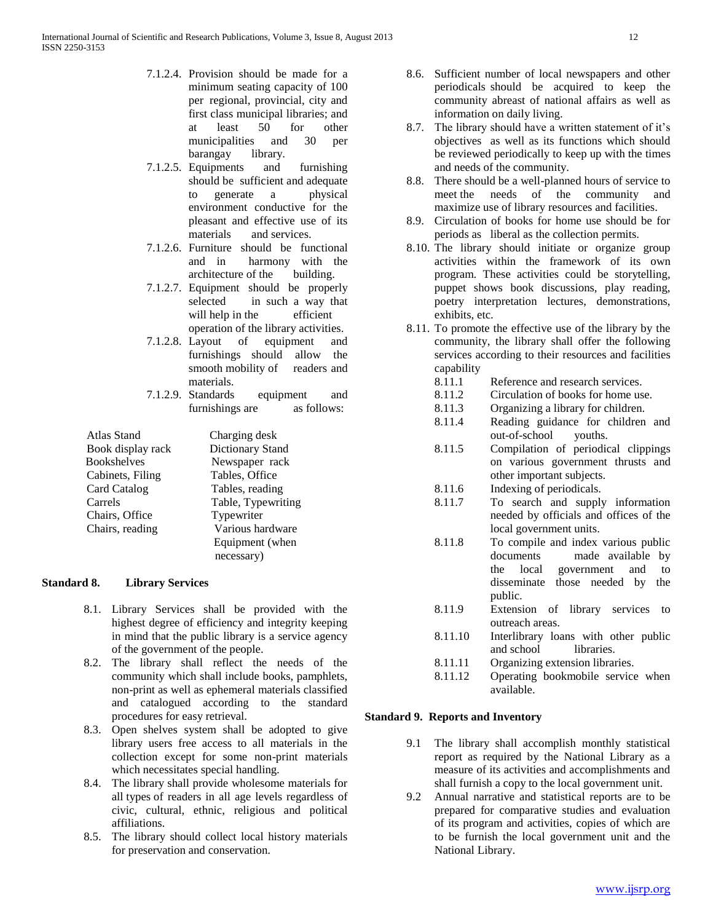7.1.2.4. Provision should be made for a minimum seating capacity of 100 per regional, provincial, city and first class municipal libraries; and at least 50 for other municipalities and 30 per barangay library.

7.1.2.5. Equipments and furnishing should be sufficient and adequate to generate a physical environment conductive for the pleasant and effective use of its materials and services.

7.1.2.6. Furniture should be functional and in harmony with the architecture of the building.

7.1.2.7. Equipment should be properly selected in such a way that will help in the efficient operation of the library activities.

7.1.2.8. Layout of equipment and furnishings should allow the smooth mobility of readers and materials.

7.1.2.9. Standards equipment and furnishings are as follows:

| | |
|---|---|
| Atlas Stand | Charging desk |
| Book display rack | Dictionary Stand |
| Bookshelves | Newspaper rack |
| Cabinets, Filing | Tables, Office |
| Card Catalog | Tables, reading |
| Carrels | Table, Typewriting |
| Chairs, Office | Typewriter |
| Chairs, reading | Various hardware Equipment (when necessary) |

## Standard 8. Library Services

8.1. Library Services shall be provided with the highest degree of efficiency and integrity keeping in mind that the public library is a service agency of the government of the people.

8.2. The library shall reflect the needs of the community which shall include books, pamphlets, non-print as well as ephemeral materials classified and catalogued according to the standard procedures for easy retrieval.

8.3. Open shelves system shall be adopted to give library users free access to all materials in the collection except for some non-print materials which necessitates special handling.

8.4. The library shall provide wholesome materials for all types of readers in all age levels regardless of civic, cultural, ethnic, religious and political affiliations.

8.5. The library should collect local history materials for preservation and conservation.

8.6. Sufficient number of local newspapers and other periodicals should be acquired to keep the community abreast of national affairs as well as information on daily living.

8.7. The library should have a written statement of it's objectives as well as its functions which should be reviewed periodically to keep up with the times and needs of the community.

8.8. There should be a well-planned hours of service to meet the needs of the community and maximize use of library resources and facilities.

8.9. Circulation of books for home use should be for periods as liberal as the collection permits.

8.10. The library should initiate or organize group activities within the framework of its own program. These activities could be storytelling, puppet shows book discussions, play reading, poetry interpretation lectures, demonstrations, exhibits, etc.

8.11. To promote the effective use of the library by the community, the library shall offer the following services according to their resources and facilities capability

8.11.1 Reference and research services.

8.11.2 Circulation of books for home use.

8.11.3 Organizing a library for children.

8.11.4 Reading guidance for children and out-of-school youths.

8.11.5 Compilation of periodical clippings on various government thrusts and other important subjects.

8.11.6 Indexing of periodicals.

8.11.7 To search and supply information needed by officials and offices of the local government units.

8.11.8 To compile and index various public documents made available by the local government and to disseminate those needed by the public.

8.11.9 Extension of library services to outreach areas.

8.11.10 Interlibrary loans with other public and school libraries.

8.11.11 Organizing extension libraries.

8.11.12 Operating bookmobile service when available.

## Standard 9. Reports and Inventory

9.1 The library shall accomplish monthly statistical report as required by the National Library as a measure of its activities and accomplishments and shall furnish a copy to the local government unit.

9.2 Annual narrative and statistical reports are to be prepared for comparative studies and evaluation of its program and activities, copies of which are to be furnish the local government unit and the National Library.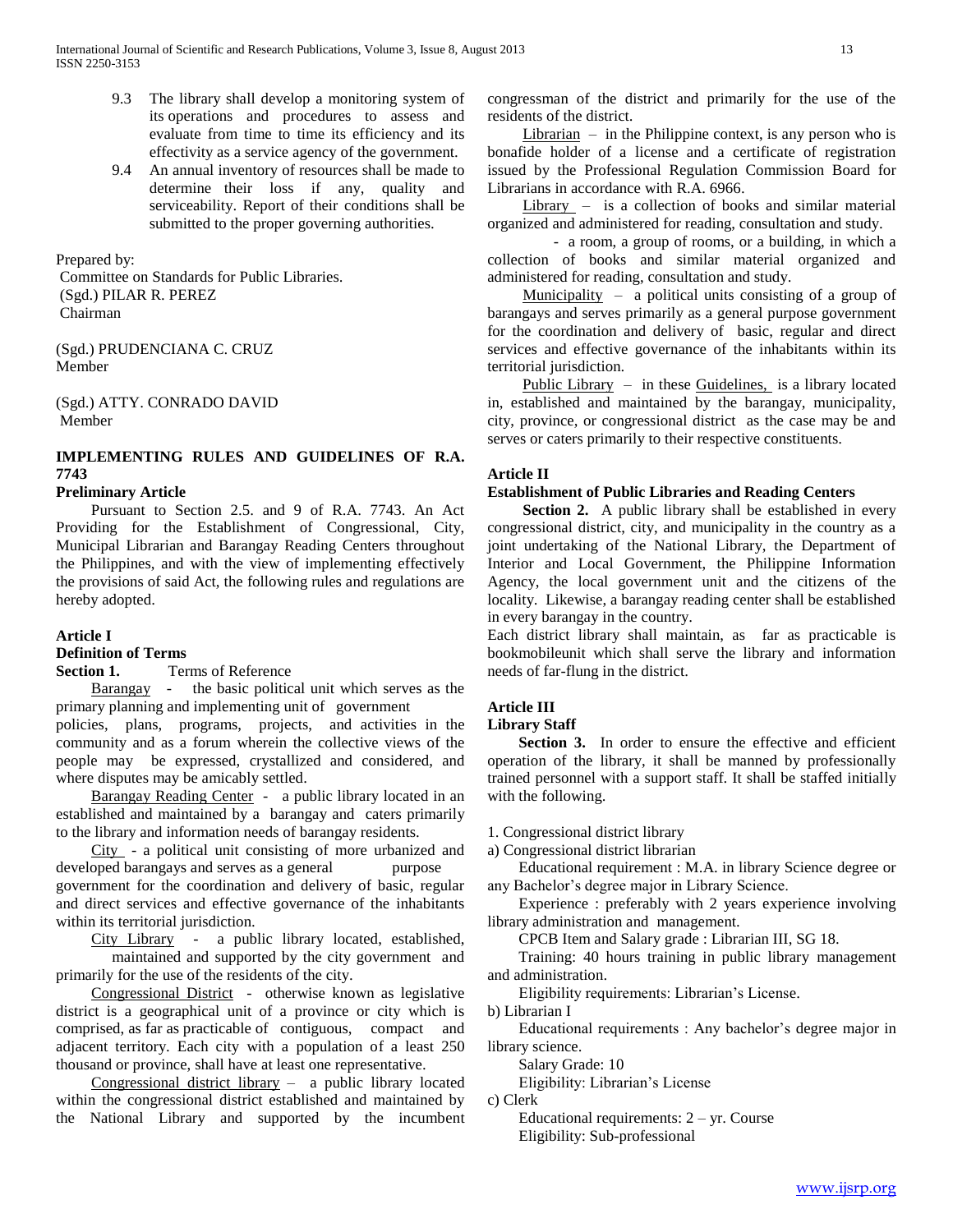9.3 The library shall develop a monitoring system of its operations and procedures to assess and evaluate from time to time its efficiency and its effectivity as a service agency of the government.

9.4 An annual inventory of resources shall be made to determine their loss if any, quality and serviceability. Report of their conditions shall be submitted to the proper governing authorities.

Prepared by:
Committee on Standards for Public Libraries.
(Sgd.) PILAR R. PEREZ
Chairman

(Sgd.) PRUDENCIANA C. CRUZ
Member

(Sgd.) ATTY. CONRADO DAVID
Member

**IMPLEMENTING RULES AND GUIDELINES OF R.A. 7743**

**Preliminary Article**

Pursuant to Section 2.5. and 9 of R.A. 7743. An Act Providing for the Establishment of Congressional, City, Municipal Librarian and Barangay Reading Centers throughout the Philippines, and with the view of implementing effectively the provisions of said Act, the following rules and regulations are hereby adopted.

**Article I**

**Definition of Terms**

**Section 1.** Terms of Reference

Barangay - the basic political unit which serves as the primary planning and implementing unit of government policies, plans, programs, projects, and activities in the community and as a forum wherein the collective views of the people may be expressed, crystallized and considered, and where disputes may be amicably settled.

Barangay Reading Center - a public library located in an established and maintained by a barangay and caters primarily to the library and information needs of barangay residents.

City - a political unit consisting of more urbanized and developed barangays and serves as a general purpose government for the coordination and delivery of basic, regular and direct services and effective governance of the inhabitants within its territorial jurisdiction.

City Library - a public library located, established, maintained and supported by the city government and primarily for the use of the residents of the city.

Congressional District - otherwise known as legislative district is a geographical unit of a province or city which is comprised, as far as practicable of contiguous, compact and adjacent territory. Each city with a population of a least 250 thousand or province, shall have at least one representative.

Congressional district library – a public library located within the congressional district established and maintained by the National Library and supported by the incumbent congressman of the district and primarily for the use of the residents of the district.

Librarian – in the Philippine context, is any person who is bonafide holder of a license and a certificate of registration issued by the Professional Regulation Commission Board for Librarians in accordance with R.A. 6966.

Library – is a collection of books and similar material organized and administered for reading, consultation and study.

- a room, a group of rooms, or a building, in which a collection of books and similar material organized and administered for reading, consultation and study.

Municipality – a political units consisting of a group of barangays and serves primarily as a general purpose government for the coordination and delivery of basic, regular and direct services and effective governance of the inhabitants within its territorial jurisdiction.

Public Library – in these Guidelines, is a library located in, established and maintained by the barangay, municipality, city, province, or congressional district as the case may be and serves or caters primarily to their respective constituents.

**Article II**

**Establishment of Public Libraries and Reading Centers**

**Section 2.** A public library shall be established in every congressional district, city, and municipality in the country as a joint undertaking of the National Library, the Department of Interior and Local Government, the Philippine Information Agency, the local government unit and the citizens of the locality. Likewise, a barangay reading center shall be established in every barangay in the country.

Each district library shall maintain, as far as practicable is bookmobileunit which shall serve the library and information needs of far-flung in the district.

**Article III**

**Library Staff**

**Section 3.** In order to ensure the effective and efficient operation of the library, it shall be manned by professionally trained personnel with a support staff. It shall be staffed initially with the following.

1. Congressional district library

a) Congressional district librarian

Educational requirement : M.A. in library Science degree or any Bachelor's degree major in Library Science.

Experience : preferably with 2 years experience involving library administration and management.

CPCB Item and Salary grade : Librarian III, SG 18.

Training: 40 hours training in public library management and administration.

Eligibility requirements: Librarian's License.

b) Librarian I

Educational requirements : Any bachelor's degree major in library science.

Salary Grade: 10

Eligibility: Librarian's License

c) Clerk

Educational requirements: 2 – yr. Course

Eligibility: Sub-professional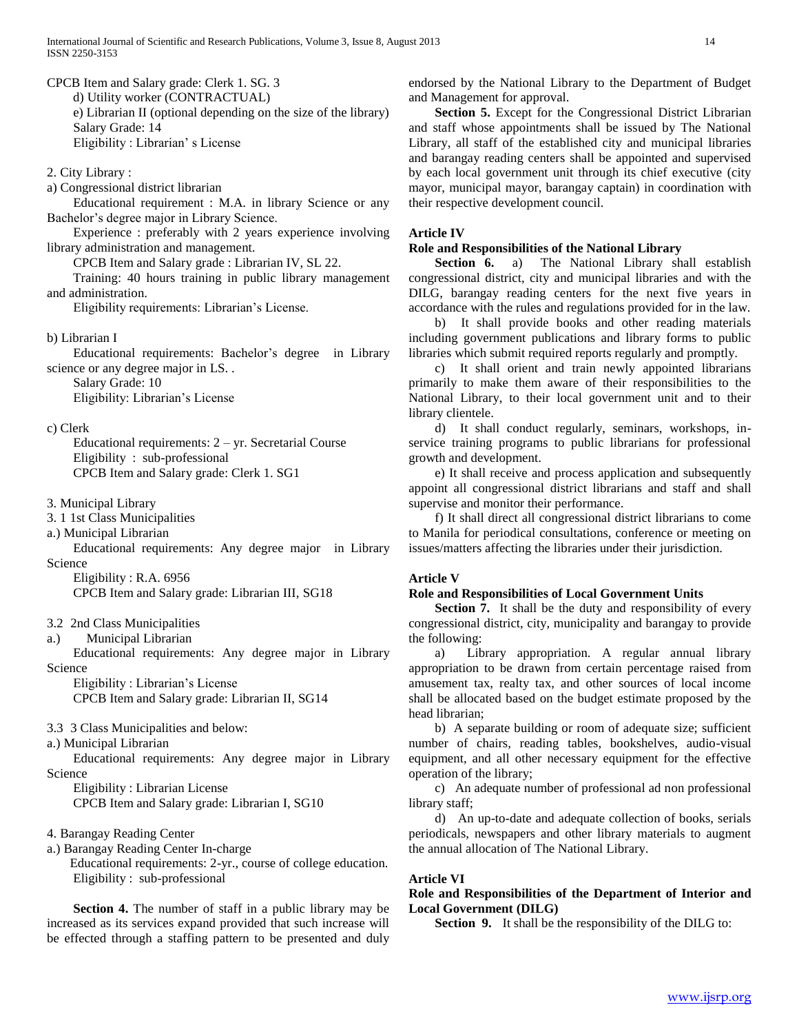CPCB Item and Salary grade: Clerk 1. SG. 3

d) Utility worker (CONTRACTUAL)

e) Librarian II (optional depending on the size of the library)
Salary Grade: 14
Eligibility : Librarian' s License

2. City Library :

a) Congressional district librarian

Educational requirement : M.A. in library Science or any Bachelor's degree major in Library Science.

Experience : preferably with 2 years experience involving library administration and management.

CPCB Item and Salary grade : Librarian IV, SL 22.

Training: 40 hours training in public library management and administration.

Eligibility requirements: Librarian's License.

b) Librarian I

Educational requirements: Bachelor's degree in Library science or any degree major in LS. .
Salary Grade: 10
Eligibility: Librarian's License

c) Clerk

Educational requirements: 2 – yr. Secretarial Course
Eligibility : sub-professional
CPCB Item and Salary grade: Clerk 1. SG1

3. Municipal Library

3. 1 1st Class Municipalities

a.) Municipal Librarian

Educational requirements: Any degree major in Library Science
Eligibility : R.A. 6956
CPCB Item and Salary grade: Librarian III, SG18

3.2 2nd Class Municipalities

a.) Municipal Librarian

Educational requirements: Any degree major in Library Science
Eligibility : Librarian's License
CPCB Item and Salary grade: Librarian II, SG14

3.3 3 Class Municipalities and below:

a.) Municipal Librarian

Educational requirements: Any degree major in Library Science
Eligibility : Librarian License
CPCB Item and Salary grade: Librarian I, SG10

4. Barangay Reading Center

a.) Barangay Reading Center In-charge

Educational requirements: 2-yr., course of college education.
Eligibility : sub-professional

**Section 4.** The number of staff in a public library may be increased as its services expand provided that such increase will be effected through a staffing pattern to be presented and duly endorsed by the National Library to the Department of Budget and Management for approval.

**Section 5.** Except for the Congressional District Librarian and staff whose appointments shall be issued by The National Library, all staff of the established city and municipal libraries and barangay reading centers shall be appointed and supervised by each local government unit through its chief executive (city mayor, municipal mayor, barangay captain) in coordination with their respective development council.

**Article IV**

**Role and Responsibilities of the National Library**

**Section 6.** a) The National Library shall establish congressional district, city and municipal libraries and with the DILG, barangay reading centers for the next five years in accordance with the rules and regulations provided for in the law.

b) It shall provide books and other reading materials including government publications and library forms to public libraries which submit required reports regularly and promptly.

c) It shall orient and train newly appointed librarians primarily to make them aware of their responsibilities to the National Library, to their local government unit and to their library clientele.

d) It shall conduct regularly, seminars, workshops, in-service training programs to public librarians for professional growth and development.

e) It shall receive and process application and subsequently appoint all congressional district librarians and staff and shall supervise and monitor their performance.

f) It shall direct all congressional district librarians to come to Manila for periodical consultations, conference or meeting on issues/matters affecting the libraries under their jurisdiction.

**Article V**

**Role and Responsibilities of Local Government Units**

**Section 7.** It shall be the duty and responsibility of every congressional district, city, municipality and barangay to provide the following:

a) Library appropriation. A regular annual library appropriation to be drawn from certain percentage raised from amusement tax, realty tax, and other sources of local income shall be allocated based on the budget estimate proposed by the head librarian;

b) A separate building or room of adequate size; sufficient number of chairs, reading tables, bookshelves, audio-visual equipment, and all other necessary equipment for the effective operation of the library;

c) An adequate number of professional ad non professional library staff;

d) An up-to-date and adequate collection of books, serials periodicals, newspapers and other library materials to augment the annual allocation of The National Library.

**Article VI**

**Role and Responsibilities of the Department of Interior and Local Government (DILG)**

**Section 9.** It shall be the responsibility of the DILG to: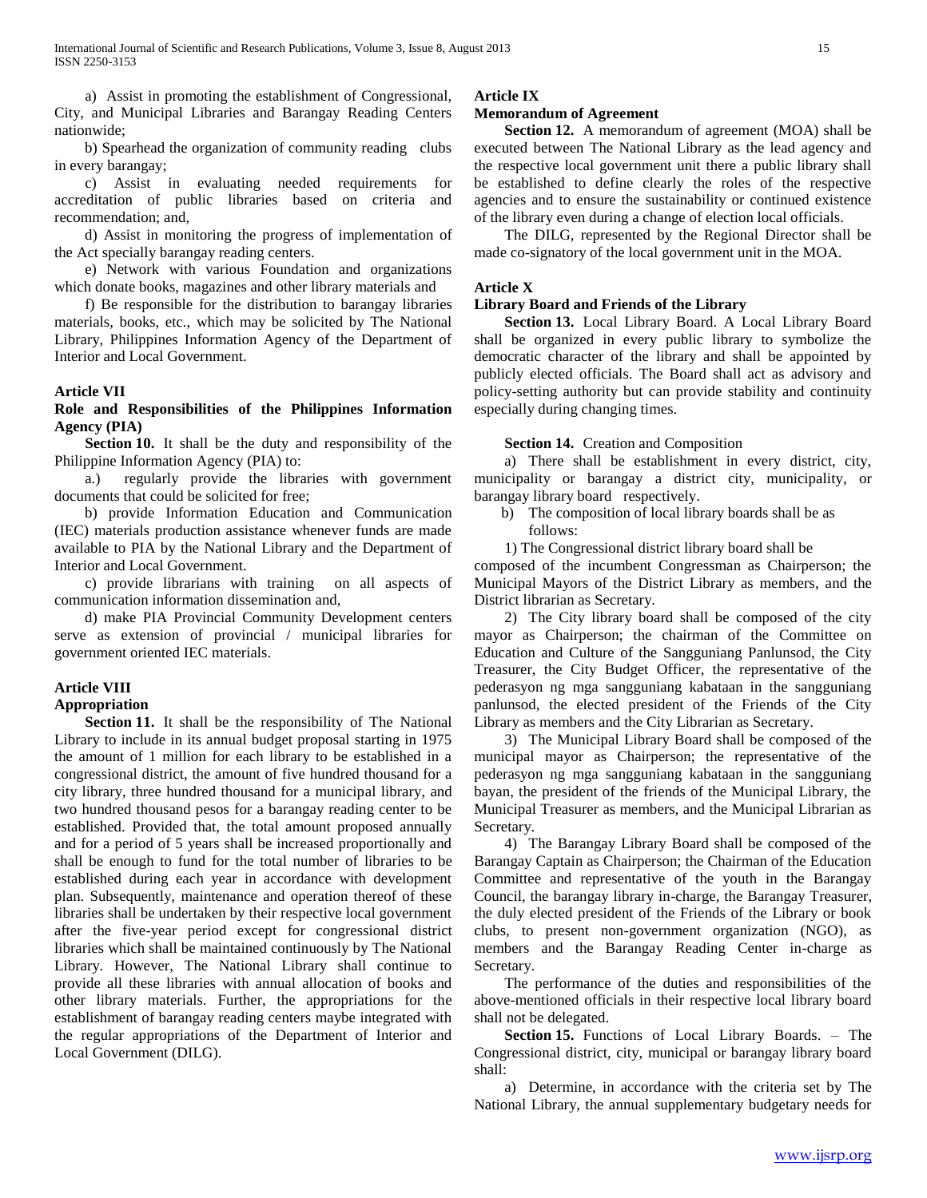a) Assist in promoting the establishment of Congressional, City, and Municipal Libraries and Barangay Reading Centers nationwide;

b) Spearhead the organization of community reading clubs in every barangay;

c) Assist in evaluating needed requirements for accreditation of public libraries based on criteria and recommendation; and,

d) Assist in monitoring the progress of implementation of the Act specially barangay reading centers.

e) Network with various Foundation and organizations which donate books, magazines and other library materials and

f) Be responsible for the distribution to barangay libraries materials, books, etc., which may be solicited by The National Library, Philippines Information Agency of the Department of Interior and Local Government.

### Article VII

### Role and Responsibilities of the Philippines Information Agency (PIA)

**Section 10.** It shall be the duty and responsibility of the Philippine Information Agency (PIA) to:

a.) regularly provide the libraries with government documents that could be solicited for free;

b) provide Information Education and Communication (IEC) materials production assistance whenever funds are made available to PIA by the National Library and the Department of Interior and Local Government.

c) provide librarians with training on all aspects of communication information dissemination and,

d) make PIA Provincial Community Development centers serve as extension of provincial / municipal libraries for government oriented IEC materials.

### Article VIII

### Appropriation

**Section 11.** It shall be the responsibility of The National Library to include in its annual budget proposal starting in 1975 the amount of 1 million for each library to be established in a congressional district, the amount of five hundred thousand for a city library, three hundred thousand for a municipal library, and two hundred thousand pesos for a barangay reading center to be established. Provided that, the total amount proposed annually and for a period of 5 years shall be increased proportionally and shall be enough to fund for the total number of libraries to be established during each year in accordance with development plan. Subsequently, maintenance and operation thereof of these libraries shall be undertaken by their respective local government after the five-year period except for congressional district libraries which shall be maintained continuously by The National Library. However, The National Library shall continue to provide all these libraries with annual allocation of books and other library materials. Further, the appropriations for the establishment of barangay reading centers maybe integrated with the regular appropriations of the Department of Interior and Local Government (DILG).

### Article IX

### Memorandum of Agreement

**Section 12.** A memorandum of agreement (MOA) shall be executed between The National Library as the lead agency and the respective local government unit there a public library shall be established to define clearly the roles of the respective agencies and to ensure the sustainability or continued existence of the library even during a change of election local officials.

The DILG, represented by the Regional Director shall be made co-signatory of the local government unit in the MOA.

### Article X

### Library Board and Friends of the Library

**Section 13.** Local Library Board. A Local Library Board shall be organized in every public library to symbolize the democratic character of the library and shall be appointed by publicly elected officials. The Board shall act as advisory and policy-setting authority but can provide stability and continuity especially during changing times.

**Section 14.** Creation and Composition

a) There shall be establishment in every district, city, municipality or barangay a district city, municipality, or barangay library board respectively.

b) The composition of local library boards shall be as follows:

1) The Congressional district library board shall be composed of the incumbent Congressman as Chairperson; the Municipal Mayors of the District Library as members, and the District librarian as Secretary.

2) The City library board shall be composed of the city mayor as Chairperson; the chairman of the Committee on Education and Culture of the Sangguniang Panlunsod, the City Treasurer, the City Budget Officer, the representative of the pederasyon ng mga sangguniang kabataan in the sangguniang panlunsod, the elected president of the Friends of the City Library as members and the City Librarian as Secretary.

3) The Municipal Library Board shall be composed of the municipal mayor as Chairperson; the representative of the pederasyon ng mga sangguniang kabataan in the sangguniang bayan, the president of the friends of the Municipal Library, the Municipal Treasurer as members, and the Municipal Librarian as Secretary.

4) The Barangay Library Board shall be composed of the Barangay Captain as Chairperson; the Chairman of the Education Committee and representative of the youth in the Barangay Council, the barangay library in-charge, the Barangay Treasurer, the duly elected president of the Friends of the Library or book clubs, to present non-government organization (NGO), as members and the Barangay Reading Center in-charge as Secretary.

The performance of the duties and responsibilities of the above-mentioned officials in their respective local library board shall not be delegated.

**Section 15.** Functions of Local Library Boards. – The Congressional district, city, municipal or barangay library board shall:

a) Determine, in accordance with the criteria set by The National Library, the annual supplementary budgetary needs for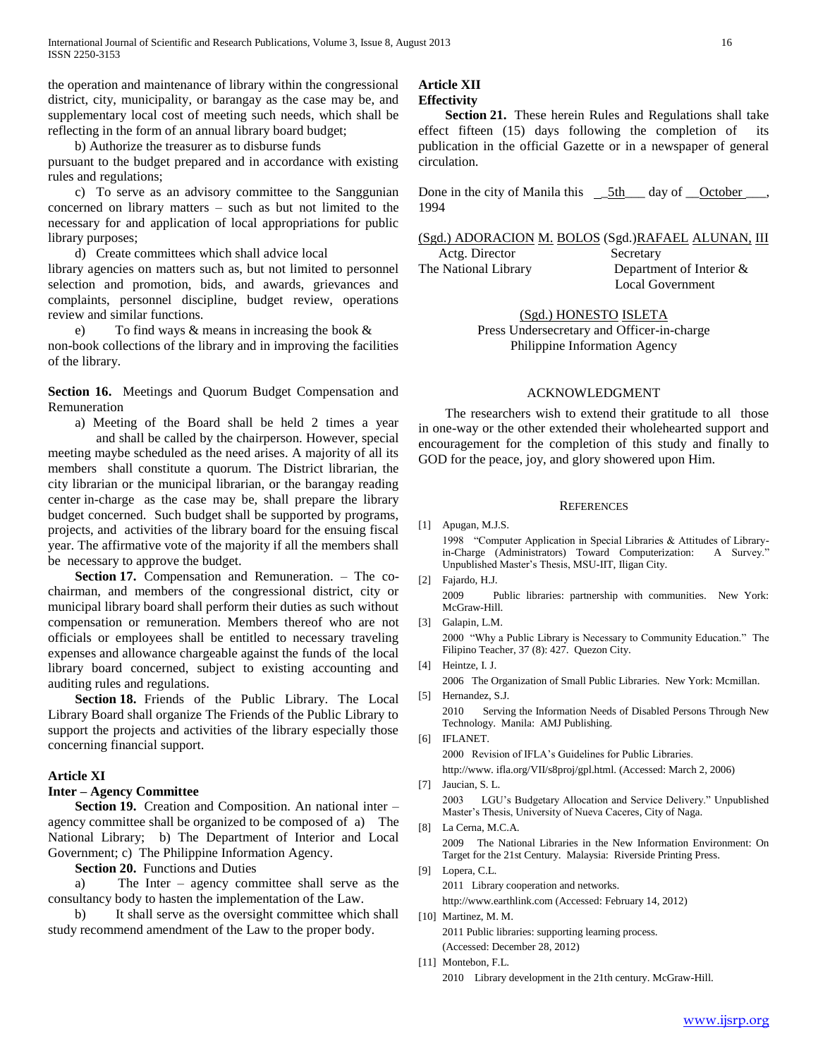the operation and maintenance of library within the congressional district, city, municipality, or barangay as the case may be, and supplementary local cost of meeting such needs, which shall be reflecting in the form of an annual library board budget;

b) Authorize the treasurer as to disburse funds pursuant to the budget prepared and in accordance with existing rules and regulations;

c) To serve as an advisory committee to the Sanggunian concerned on library matters – such as but not limited to the necessary for and application of local appropriations for public library purposes;

d) Create committees which shall advice local library agencies on matters such as, but not limited to personnel selection and promotion, bids, and awards, grievances and complaints, personnel discipline, budget review, operations review and similar functions.

e) To find ways & means in increasing the book & non-book collections of the library and in improving the facilities of the library.

**Section 16.** Meetings and Quorum Budget Compensation and Remuneration

a) Meeting of the Board shall be held 2 times a year and shall be called by the chairperson. However, special meeting maybe scheduled as the need arises. A majority of all its members shall constitute a quorum. The District librarian, the city librarian or the municipal librarian, or the barangay reading center in-charge as the case may be, shall prepare the library budget concerned. Such budget shall be supported by programs, projects, and activities of the library board for the ensuing fiscal year. The affirmative vote of the majority if all the members shall be necessary to approve the budget.

**Section 17.** Compensation and Remuneration. – The co-chairman, and members of the congressional district, city or municipal library board shall perform their duties as such without compensation or remuneration. Members thereof who are not officials or employees shall be entitled to necessary traveling expenses and allowance chargeable against the funds of the local library board concerned, subject to existing accounting and auditing rules and regulations.

**Section 18.** Friends of the Public Library. The Local Library Board shall organize The Friends of the Public Library to support the projects and activities of the library especially those concerning financial support.

**Article XI**
**Inter – Agency Committee**

**Section 19.** Creation and Composition. An national inter – agency committee shall be organized to be composed of a) The National Library; b) The Department of Interior and Local Government; c) The Philippine Information Agency.

**Section 20.** Functions and Duties

a) The Inter – agency committee shall serve as the consultancy body to hasten the implementation of the Law.

b) It shall serve as the oversight committee which shall study recommend amendment of the Law to the proper body.

**Article XII**
**Effectivity**

**Section 21.** These herein Rules and Regulations shall take effect fifteen (15) days following the completion of its publication in the official Gazette or in a newspaper of general circulation.

Done in the city of Manila this \_\_5th\_\_\_ day of \_\_October\_\_\_, 1994

(Sgd.) ADORACION M. BOLOS (Sgd.)RAFAEL ALUNAN, III
Actg. Director — Secretary
The National Library — Department of Interior & Local Government

(Sgd.) HONESTO ISLETA
Press Undersecretary and Officer-in-charge
Philippine Information Agency

## ACKNOWLEDGMENT

The researchers wish to extend their gratitude to all those in one-way or the other extended their wholehearted support and encouragement for the completion of this study and finally to GOD for the peace, joy, and glory showered upon Him.

## REFERENCES

[1] Apugan, M.J.S.
1998 "Computer Application in Special Libraries & Attitudes of Library-in-Charge (Administrators) Toward Computerization: A Survey." Unpublished Master's Thesis, MSU-IIT, Iligan City.

[2] Fajardo, H.J.
2009 Public libraries: partnership with communities. New York: McGraw-Hill.

[3] Galapin, L.M.
2000 "Why a Public Library is Necessary to Community Education." The Filipino Teacher, 37 (8): 427. Quezon City.

[4] Heintze, I. J.
2006 The Organization of Small Public Libraries. New York: Mcmillan.

[5] Hernandez, S.J.
2010 Serving the Information Needs of Disabled Persons Through New Technology. Manila: AMJ Publishing.

[6] IFLANET.
2000 Revision of IFLA's Guidelines for Public Libraries.
http://www. ifla.org/VII/s8proj/gpl.html. (Accessed: March 2, 2006)

[7] Jaucian, S. L.
2003 LGU's Budgetary Allocation and Service Delivery." Unpublished Master's Thesis, University of Nueva Caceres, City of Naga.

[8] La Cerna, M.C.A.
2009 The National Libraries in the New Information Environment: On Target for the 21st Century. Malaysia: Riverside Printing Press.

[9] Lopera, C.L.
2011 Library cooperation and networks.
http://www.earthlink.com (Accessed: February 14, 2012)

[10] Martinez, M. M.
2011 Public libraries: supporting learning process.
(Accessed: December 28, 2012)

[11] Montebon, F.L.
2010 Library development in the 21th century. McGraw-Hill.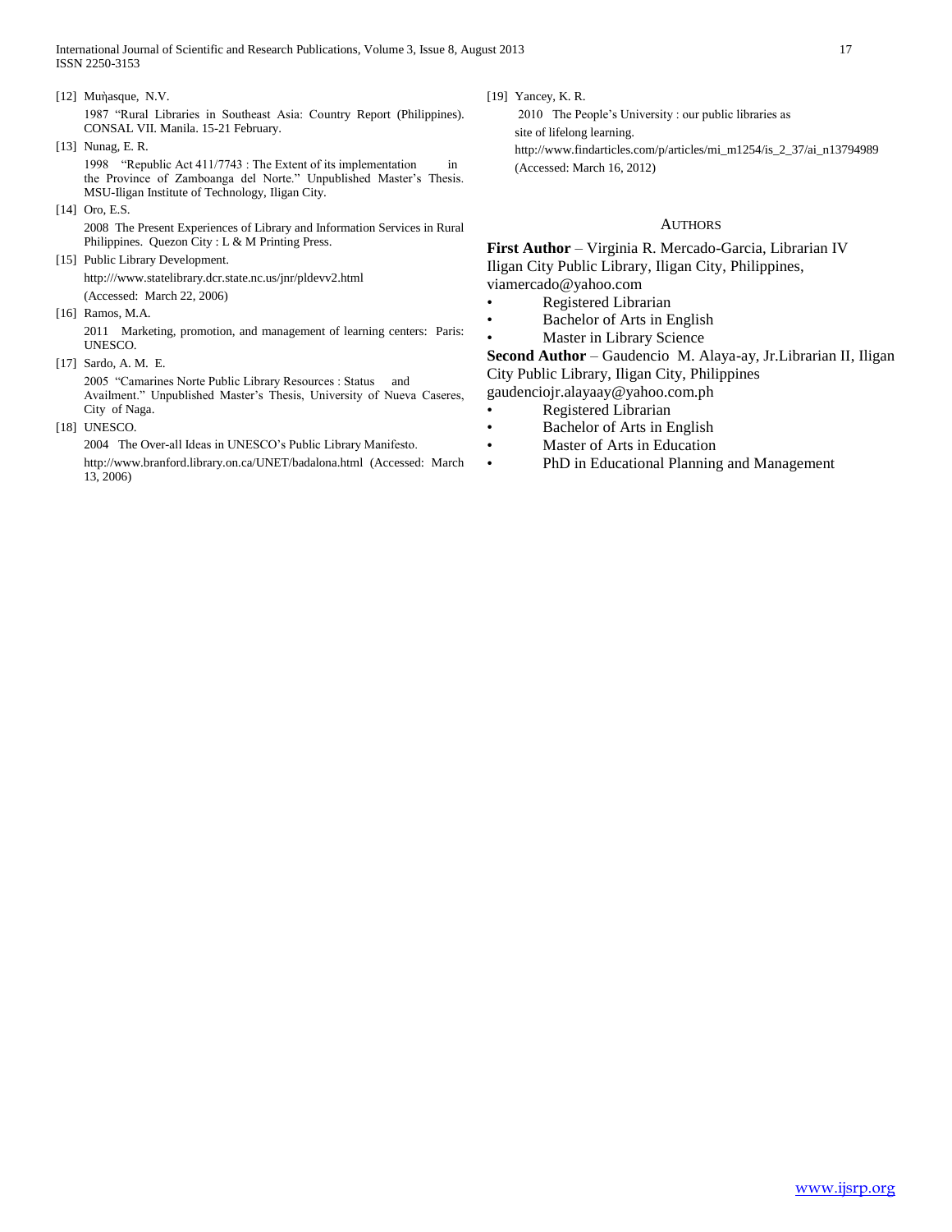[12] Muṅasque, N.V.

1987 "Rural Libraries in Southeast Asia: Country Report (Philippines). CONSAL VII. Manila. 15-21 February.

[13] Nunag, E. R.

1998 "Republic Act 411/7743 : The Extent of its implementation in the Province of Zamboanga del Norte." Unpublished Master's Thesis. MSU-Iligan Institute of Technology, Iligan City.

[14] Oro, E.S.

2008 The Present Experiences of Library and Information Services in Rural Philippines. Quezon City : L & M Printing Press.

[15] Public Library Development.

http:///www.statelibrary.dcr.state.nc.us/jnr/pldevv2.html

(Accessed: March 22, 2006)

[16] Ramos, M.A.

2011 Marketing, promotion, and management of learning centers: Paris: UNESCO.

[17] Sardo, A. M. E.

2005 "Camarines Norte Public Library Resources : Status and Availment." Unpublished Master's Thesis, University of Nueva Caseres, City of Naga.

[18] UNESCO.

2004 The Over-all Ideas in UNESCO's Public Library Manifesto.

http://www.branford.library.on.ca/UNET/badalona.html (Accessed: March 13, 2006)

[19] Yancey, K. R.

2010 The People's University : our public libraries as site of lifelong learning.

http://www.findarticles.com/p/articles/mi_m1254/is_2_37/ai_n13794989 (Accessed: March 16, 2012)

## AUTHORS

**First Author** – Virginia R. Mercado-Garcia, Librarian IV Iligan City Public Library, Iligan City, Philippines, viamercado@yahoo.com

- Registered Librarian
- Bachelor of Arts in English
- Master in Library Science

**Second Author** – Gaudencio M. Alaya-ay, Jr.Librarian II, Iligan City Public Library, Iligan City, Philippines gaudenciojr.alayaay@yahoo.com.ph

- Registered Librarian
- Bachelor of Arts in English
- Master of Arts in Education
- PhD in Educational Planning and Management